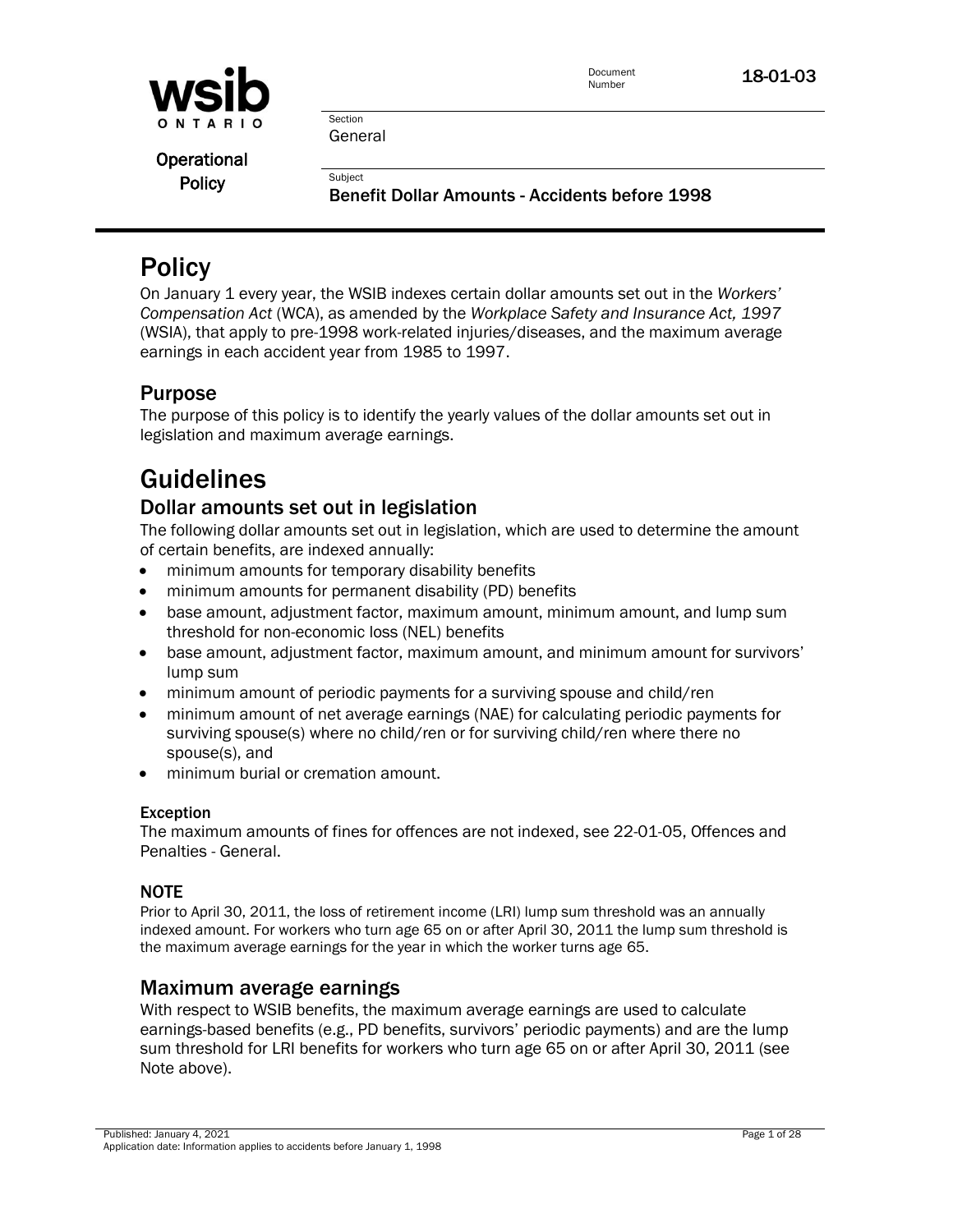wsib ONTARIO

Operational Policy

Document Number: 18-01-03

Section: General

Subject: **Benefit Dollar Amounts - Accidents before 1998**

# Policy

On January 1 every year, the WSIB indexes certain dollar amounts set out in the *Workers' Compensation Act* (WCA), as amended by the *Workplace Safety and Insurance Act, 1997* (WSIA), that apply to pre-1998 work-related injuries/diseases, and the maximum average earnings in each accident year from 1985 to 1997.

## Purpose

The purpose of this policy is to identify the yearly values of the dollar amounts set out in legislation and maximum average earnings.

# Guidelines

## Dollar amounts set out in legislation

The following dollar amounts set out in legislation, which are used to determine the amount of certain benefits, are indexed annually:

- minimum amounts for temporary disability benefits
- minimum amounts for permanent disability (PD) benefits
- base amount, adjustment factor, maximum amount, minimum amount, and lump sum threshold for non-economic loss (NEL) benefits
- base amount, adjustment factor, maximum amount, and minimum amount for survivors' lump sum
- minimum amount of periodic payments for a surviving spouse and child/ren
- minimum amount of net average earnings (NAE) for calculating periodic payments for surviving spouse(s) where no child/ren or for surviving child/ren where there no spouse(s), and
- minimum burial or cremation amount.

### Exception

The maximum amounts of fines for offences are not indexed, see 22-01-05, Offences and Penalties - General.

### NOTE

Prior to April 30, 2011, the loss of retirement income (LRI) lump sum threshold was an annually indexed amount. For workers who turn age 65 on or after April 30, 2011 the lump sum threshold is the maximum average earnings for the year in which the worker turns age 65.

## Maximum average earnings

With respect to WSIB benefits, the maximum average earnings are used to calculate earnings-based benefits (e.g., PD benefits, survivors' periodic payments) and are the lump sum threshold for LRI benefits for workers who turn age 65 on or after April 30, 2011 (see Note above).

Published: January 4, 2021
Application date: Information applies to accidents before January 1, 1998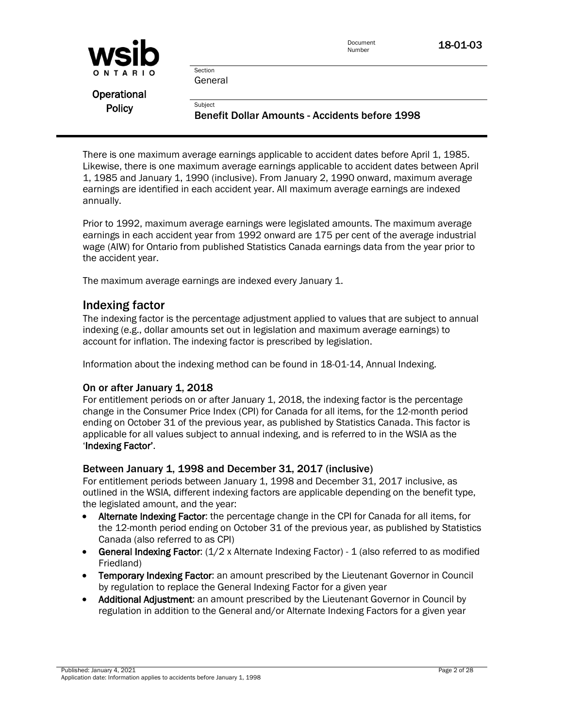There is one maximum average earnings applicable to accident dates before April 1, 1985. Likewise, there is one maximum average earnings applicable to accident dates between April 1, 1985 and January 1, 1990 (inclusive). From January 2, 1990 onward, maximum average earnings are identified in each accident year. All maximum average earnings are indexed annually.

Prior to 1992, maximum average earnings were legislated amounts. The maximum average earnings in each accident year from 1992 onward are 175 per cent of the average industrial wage (AIW) for Ontario from published Statistics Canada earnings data from the year prior to the accident year.

The maximum average earnings are indexed every January 1.

## Indexing factor

The indexing factor is the percentage adjustment applied to values that are subject to annual indexing (e.g., dollar amounts set out in legislation and maximum average earnings) to account for inflation. The indexing factor is prescribed by legislation.

Information about the indexing method can be found in 18-01-14, Annual Indexing.

### On or after January 1, 2018

For entitlement periods on or after January 1, 2018, the indexing factor is the percentage change in the Consumer Price Index (CPI) for Canada for all items, for the 12-month period ending on October 31 of the previous year, as published by Statistics Canada. This factor is applicable for all values subject to annual indexing, and is referred to in the WSIA as the '**Indexing Factor**'.

### Between January 1, 1998 and December 31, 2017 (inclusive)

For entitlement periods between January 1, 1998 and December 31, 2017 inclusive, as outlined in the WSIA, different indexing factors are applicable depending on the benefit type, the legislated amount, and the year:

- **Alternate Indexing Factor**: the percentage change in the CPI for Canada for all items, for the 12-month period ending on October 31 of the previous year, as published by Statistics Canada (also referred to as CPI)
- **General Indexing Factor**: (1/2 x Alternate Indexing Factor) - 1 (also referred to as modified Friedland)
- **Temporary Indexing Factor**: an amount prescribed by the Lieutenant Governor in Council by regulation to replace the General Indexing Factor for a given year
- **Additional Adjustment**: an amount prescribed by the Lieutenant Governor in Council by regulation in addition to the General and/or Alternate Indexing Factors for a given year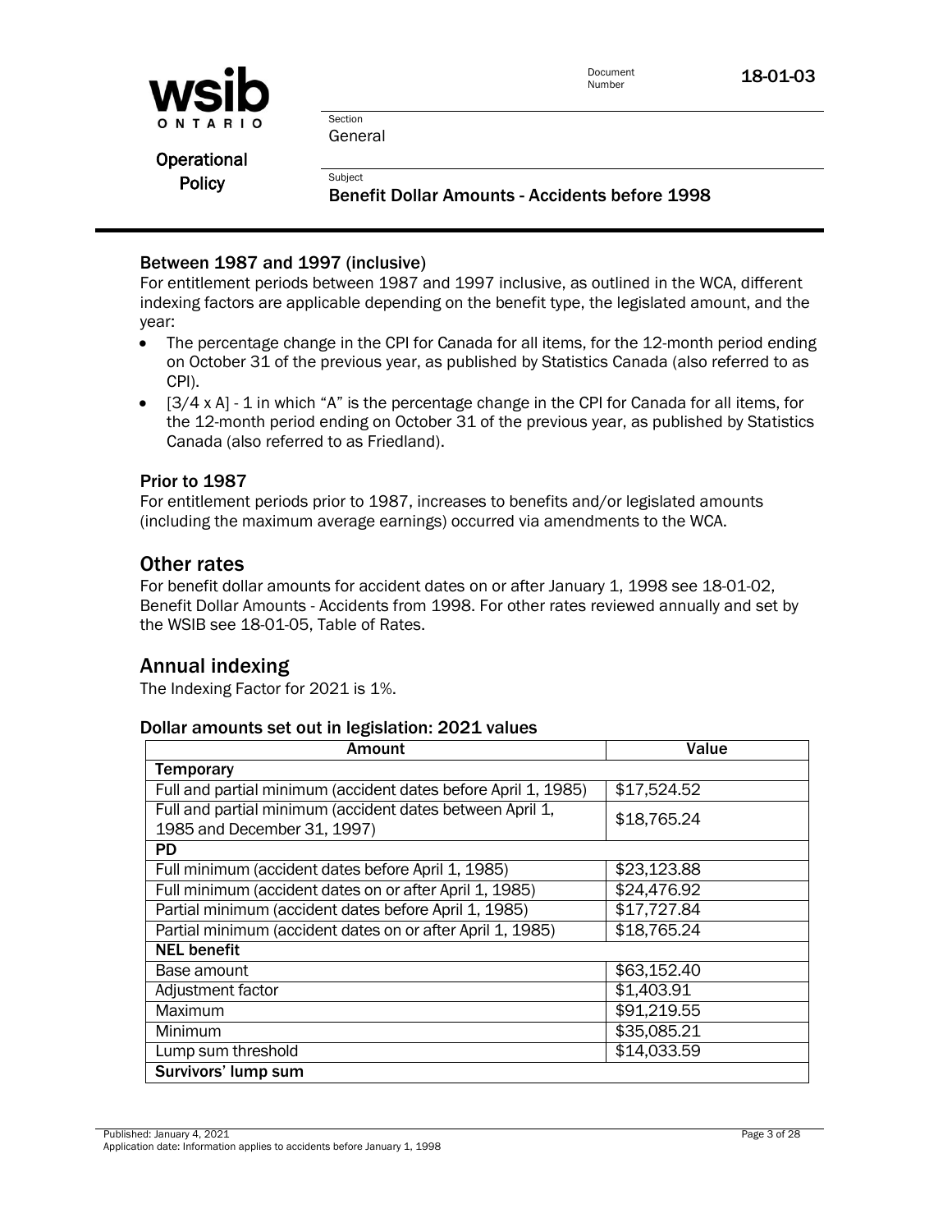### Between 1987 and 1997 (inclusive)

For entitlement periods between 1987 and 1997 inclusive, as outlined in the WCA, different indexing factors are applicable depending on the benefit type, the legislated amount, and the year:

- The percentage change in the CPI for Canada for all items, for the 12-month period ending on October 31 of the previous year, as published by Statistics Canada (also referred to as CPI).
- [3/4 x A] - 1 in which "A" is the percentage change in the CPI for Canada for all items, for the 12-month period ending on October 31 of the previous year, as published by Statistics Canada (also referred to as Friedland).

### Prior to 1987

For entitlement periods prior to 1987, increases to benefits and/or legislated amounts (including the maximum average earnings) occurred via amendments to the WCA.

## Other rates

For benefit dollar amounts for accident dates on or after January 1, 1998 see 18-01-02, Benefit Dollar Amounts - Accidents from 1998. For other rates reviewed annually and set by the WSIB see 18-01-05, Table of Rates.

## Annual indexing

The Indexing Factor for 2021 is 1%.

### Dollar amounts set out in legislation: 2021 values

| Amount | Value |
|---|---|
| **Temporary** | |
| Full and partial minimum (accident dates before April 1, 1985) | $17,524.52 |
| Full and partial minimum (accident dates between April 1, 1985 and December 31, 1997) | $18,765.24 |
| **PD** | |
| Full minimum (accident dates before April 1, 1985) | $23,123.88 |
| Full minimum (accident dates on or after April 1, 1985) | $24,476.92 |
| Partial minimum (accident dates before April 1, 1985) | $17,727.84 |
| Partial minimum (accident dates on or after April 1, 1985) | $18,765.24 |
| **NEL benefit** | |
| Base amount | $63,152.40 |
| Adjustment factor | $1,403.91 |
| Maximum | $91,219.55 |
| Minimum | $35,085.21 |
| Lump sum threshold | $14,033.59 |
| **Survivors' lump sum** | |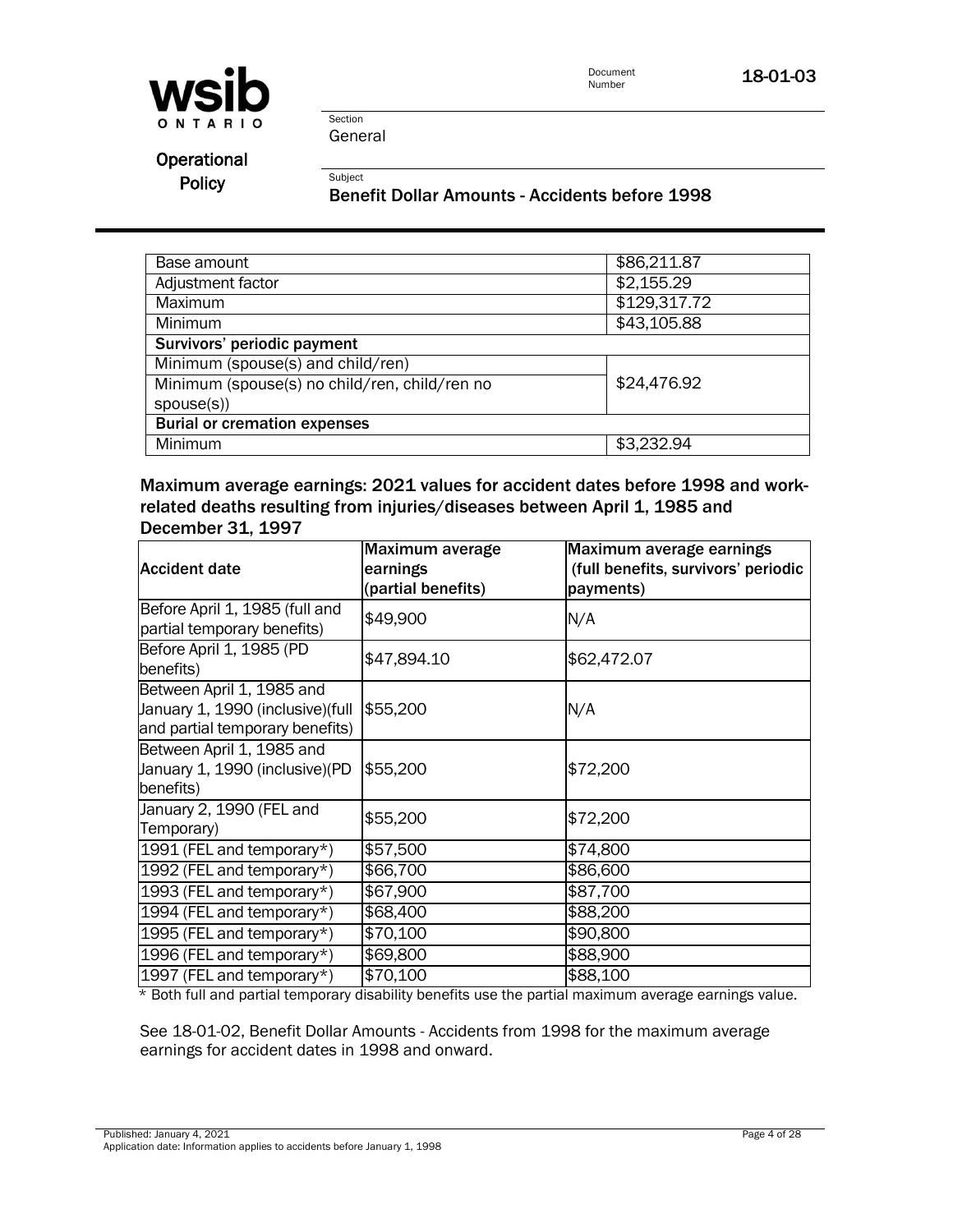| | |
|---|---|
| Base amount | $86,211.87 |
| Adjustment factor | $2,155.29 |
| Maximum | $129,317.72 |
| Minimum | $43,105.88 |
| **Survivors' periodic payment** | |
| Minimum (spouse(s) and child/ren) | $24,476.92 |
| Minimum (spouse(s) no child/ren, child/ren no spouse(s)) | |
| **Burial or cremation expenses** | |
| Minimum | $3,232.94 |

### Maximum average earnings: 2021 values for accident dates before 1998 and work-related deaths resulting from injuries/diseases between April 1, 1985 and December 31, 1997

| Accident date | Maximum average earnings (partial benefits) | Maximum average earnings (full benefits, survivors' periodic payments) |
|---|---|---|
| Before April 1, 1985 (full and partial temporary benefits) | $49,900 | N/A |
| Before April 1, 1985 (PD benefits) | $47,894.10 | $62,472.07 |
| Between April 1, 1985 and January 1, 1990 (inclusive)(full and partial temporary benefits) | $55,200 | N/A |
| Between April 1, 1985 and January 1, 1990 (inclusive)(PD benefits) | $55,200 | $72,200 |
| January 2, 1990 (FEL and Temporary) | $55,200 | $72,200 |
| 1991 (FEL and temporary*) | $57,500 | $74,800 |
| 1992 (FEL and temporary*) | $66,700 | $86,600 |
| 1993 (FEL and temporary*) | $67,900 | $87,700 |
| 1994 (FEL and temporary*) | $68,400 | $88,200 |
| 1995 (FEL and temporary*) | $70,100 | $90,800 |
| 1996 (FEL and temporary*) | $69,800 | $88,900 |
| 1997 (FEL and temporary*) | $70,100 | $88,100 |

* Both full and partial temporary disability benefits use the partial maximum average earnings value.

See 18-01-02, Benefit Dollar Amounts - Accidents from 1998 for the maximum average earnings for accident dates in 1998 and onward.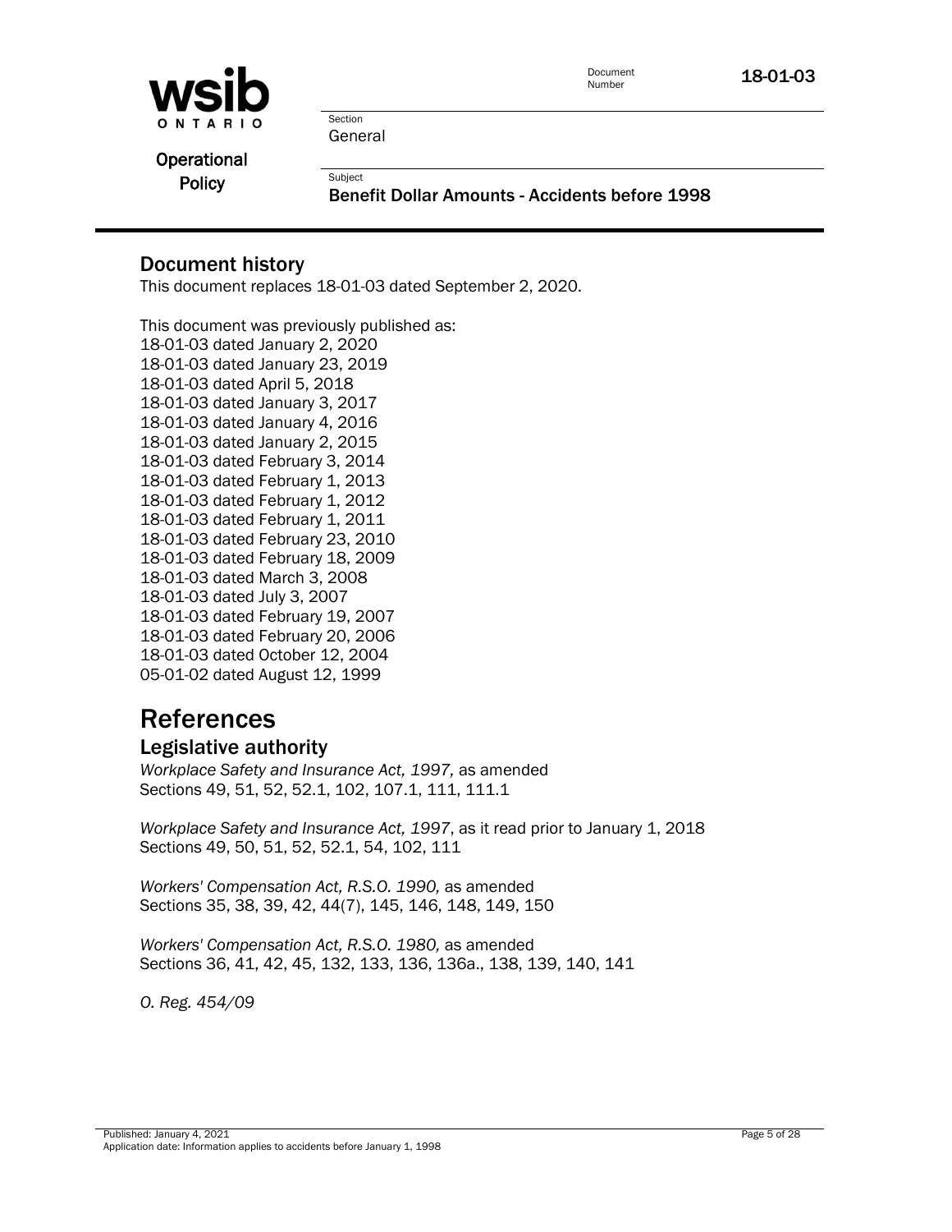## Document history

This document replaces 18-01-03 dated September 2, 2020.

This document was previously published as:
18-01-03 dated January 2, 2020
18-01-03 dated January 23, 2019
18-01-03 dated April 5, 2018
18-01-03 dated January 3, 2017
18-01-03 dated January 4, 2016
18-01-03 dated January 2, 2015
18-01-03 dated February 3, 2014
18-01-03 dated February 1, 2013
18-01-03 dated February 1, 2012
18-01-03 dated February 1, 2011
18-01-03 dated February 23, 2010
18-01-03 dated February 18, 2009
18-01-03 dated March 3, 2008
18-01-03 dated July 3, 2007
18-01-03 dated February 19, 2007
18-01-03 dated February 20, 2006
18-01-03 dated October 12, 2004
05-01-02 dated August 12, 1999

# References

## Legislative authority

*Workplace Safety and Insurance Act, 1997,* as amended
Sections 49, 51, 52, 52.1, 102, 107.1, 111, 111.1

*Workplace Safety and Insurance Act, 1997*, as it read prior to January 1, 2018
Sections 49, 50, 51, 52, 52.1, 54, 102, 111

*Workers' Compensation Act, R.S.O. 1990,* as amended
Sections 35, 38, 39, 42, 44(7), 145, 146, 148, 149, 150

*Workers' Compensation Act, R.S.O. 1980,* as amended
Sections 36, 41, 42, 45, 132, 133, 136, 136a., 138, 139, 140, 141

*O. Reg. 454/09*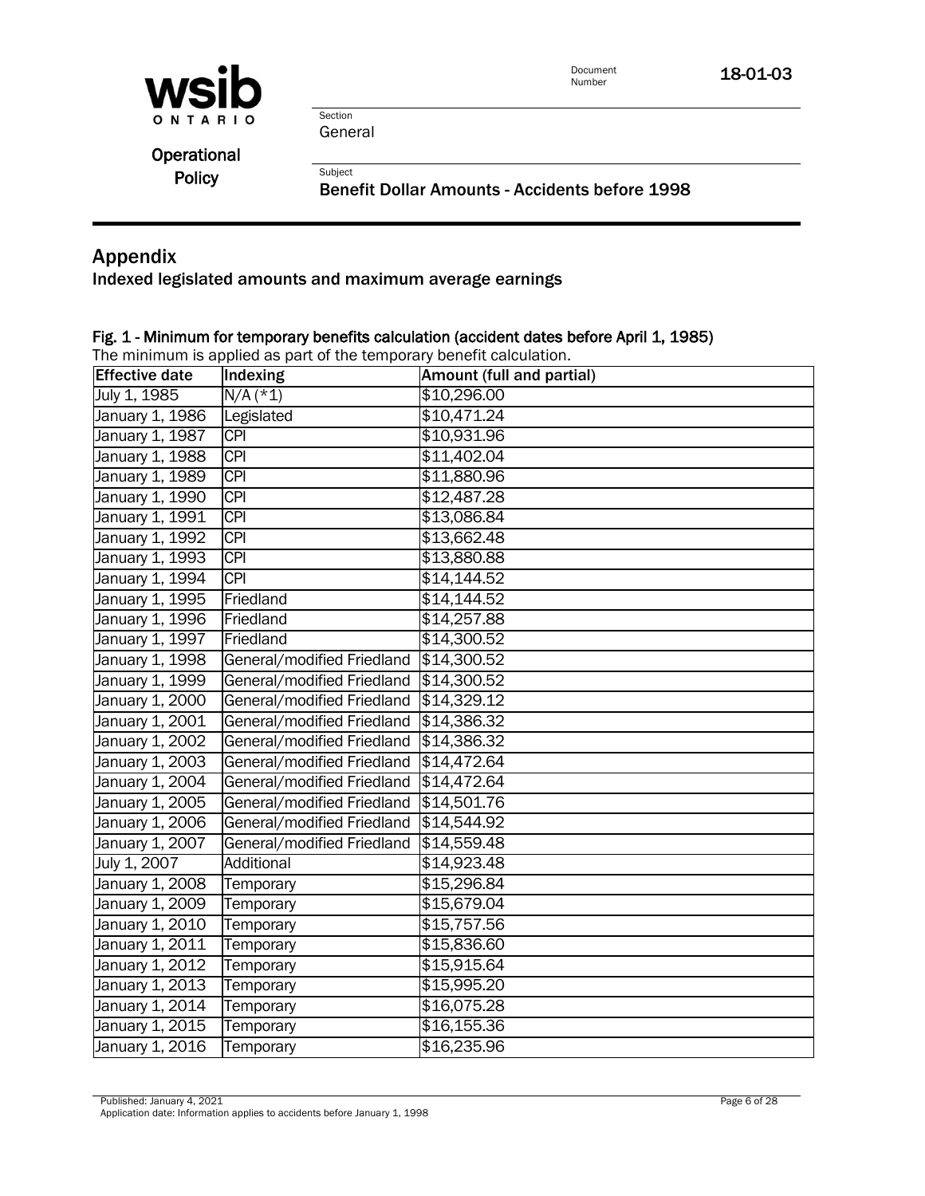## Appendix

### Indexed legislated amounts and maximum average earnings

#### Fig. 1 - Minimum for temporary benefits calculation (accident dates before April 1, 1985)

The minimum is applied as part of the temporary benefit calculation.

| Effective date | Indexing | Amount (full and partial) |
|---|---|---|
| July 1, 1985 | N/A (*1) | $10,296.00 |
| January 1, 1986 | Legislated | $10,471.24 |
| January 1, 1987 | CPI | $10,931.96 |
| January 1, 1988 | CPI | $11,402.04 |
| January 1, 1989 | CPI | $11,880.96 |
| January 1, 1990 | CPI | $12,487.28 |
| January 1, 1991 | CPI | $13,086.84 |
| January 1, 1992 | CPI | $13,662.48 |
| January 1, 1993 | CPI | $13,880.88 |
| January 1, 1994 | CPI | $14,144.52 |
| January 1, 1995 | Friedland | $14,144.52 |
| January 1, 1996 | Friedland | $14,257.88 |
| January 1, 1997 | Friedland | $14,300.52 |
| January 1, 1998 | General/modified Friedland | $14,300.52 |
| January 1, 1999 | General/modified Friedland | $14,300.52 |
| January 1, 2000 | General/modified Friedland | $14,329.12 |
| January 1, 2001 | General/modified Friedland | $14,386.32 |
| January 1, 2002 | General/modified Friedland | $14,386.32 |
| January 1, 2003 | General/modified Friedland | $14,472.64 |
| January 1, 2004 | General/modified Friedland | $14,472.64 |
| January 1, 2005 | General/modified Friedland | $14,501.76 |
| January 1, 2006 | General/modified Friedland | $14,544.92 |
| January 1, 2007 | General/modified Friedland | $14,559.48 |
| July 1, 2007 | Additional | $14,923.48 |
| January 1, 2008 | Temporary | $15,296.84 |
| January 1, 2009 | Temporary | $15,679.04 |
| January 1, 2010 | Temporary | $15,757.56 |
| January 1, 2011 | Temporary | $15,836.60 |
| January 1, 2012 | Temporary | $15,915.64 |
| January 1, 2013 | Temporary | $15,995.20 |
| January 1, 2014 | Temporary | $16,075.28 |
| January 1, 2015 | Temporary | $16,155.36 |
| January 1, 2016 | Temporary | $16,235.96 |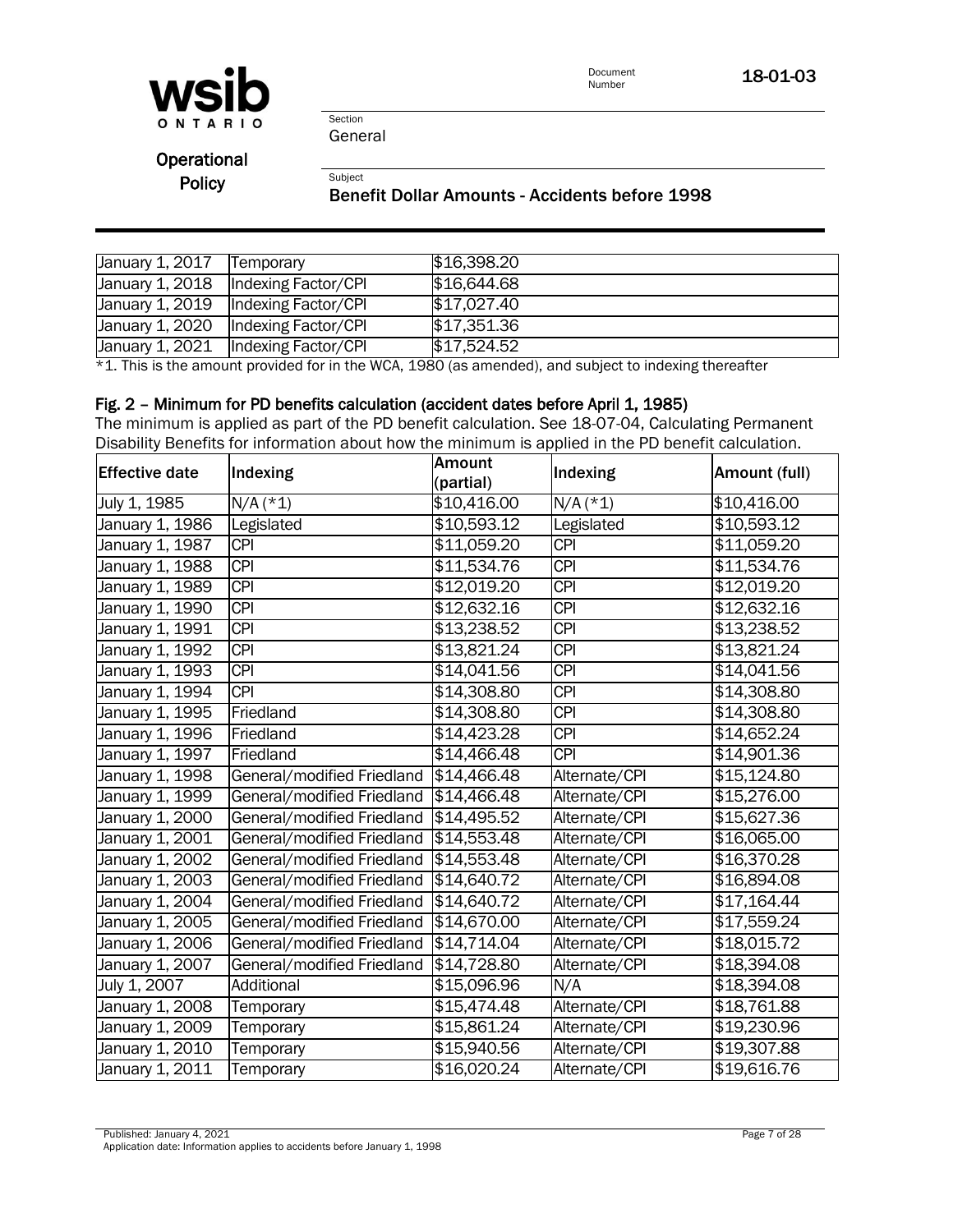| | | |
|---|---|---|
| January 1, 2017 | Temporary | $16,398.20 |
| January 1, 2018 | Indexing Factor/CPI | $16,644.68 |
| January 1, 2019 | Indexing Factor/CPI | $17,027.40 |
| January 1, 2020 | Indexing Factor/CPI | $17,351.36 |
| January 1, 2021 | Indexing Factor/CPI | $17,524.52 |

*1. This is the amount provided for in the WCA, 1980 (as amended), and subject to indexing thereafter

### Fig. 2 – Minimum for PD benefits calculation (accident dates before April 1, 1985)

The minimum is applied as part of the PD benefit calculation. See 18-07-04, Calculating Permanent Disability Benefits for information about how the minimum is applied in the PD benefit calculation.

| Effective date | Indexing | Amount (partial) | Indexing | Amount (full) |
|---|---|---|---|---|
| July 1, 1985 | N/A (*1) | $10,416.00 | N/A (*1) | $10,416.00 |
| January 1, 1986 | Legislated | $10,593.12 | Legislated | $10,593.12 |
| January 1, 1987 | CPI | $11,059.20 | CPI | $11,059.20 |
| January 1, 1988 | CPI | $11,534.76 | CPI | $11,534.76 |
| January 1, 1989 | CPI | $12,019.20 | CPI | $12,019.20 |
| January 1, 1990 | CPI | $12,632.16 | CPI | $12,632.16 |
| January 1, 1991 | CPI | $13,238.52 | CPI | $13,238.52 |
| January 1, 1992 | CPI | $13,821.24 | CPI | $13,821.24 |
| January 1, 1993 | CPI | $14,041.56 | CPI | $14,041.56 |
| January 1, 1994 | CPI | $14,308.80 | CPI | $14,308.80 |
| January 1, 1995 | Friedland | $14,308.80 | CPI | $14,308.80 |
| January 1, 1996 | Friedland | $14,423.28 | CPI | $14,652.24 |
| January 1, 1997 | Friedland | $14,466.48 | CPI | $14,901.36 |
| January 1, 1998 | General/modified Friedland | $14,466.48 | Alternate/CPI | $15,124.80 |
| January 1, 1999 | General/modified Friedland | $14,466.48 | Alternate/CPI | $15,276.00 |
| January 1, 2000 | General/modified Friedland | $14,495.52 | Alternate/CPI | $15,627.36 |
| January 1, 2001 | General/modified Friedland | $14,553.48 | Alternate/CPI | $16,065.00 |
| January 1, 2002 | General/modified Friedland | $14,553.48 | Alternate/CPI | $16,370.28 |
| January 1, 2003 | General/modified Friedland | $14,640.72 | Alternate/CPI | $16,894.08 |
| January 1, 2004 | General/modified Friedland | $14,640.72 | Alternate/CPI | $17,164.44 |
| January 1, 2005 | General/modified Friedland | $14,670.00 | Alternate/CPI | $17,559.24 |
| January 1, 2006 | General/modified Friedland | $14,714.04 | Alternate/CPI | $18,015.72 |
| January 1, 2007 | General/modified Friedland | $14,728.80 | Alternate/CPI | $18,394.08 |
| July 1, 2007 | Additional | $15,096.96 | N/A | $18,394.08 |
| January 1, 2008 | Temporary | $15,474.48 | Alternate/CPI | $18,761.88 |
| January 1, 2009 | Temporary | $15,861.24 | Alternate/CPI | $19,230.96 |
| January 1, 2010 | Temporary | $15,940.56 | Alternate/CPI | $19,307.88 |
| January 1, 2011 | Temporary | $16,020.24 | Alternate/CPI | $19,616.76 |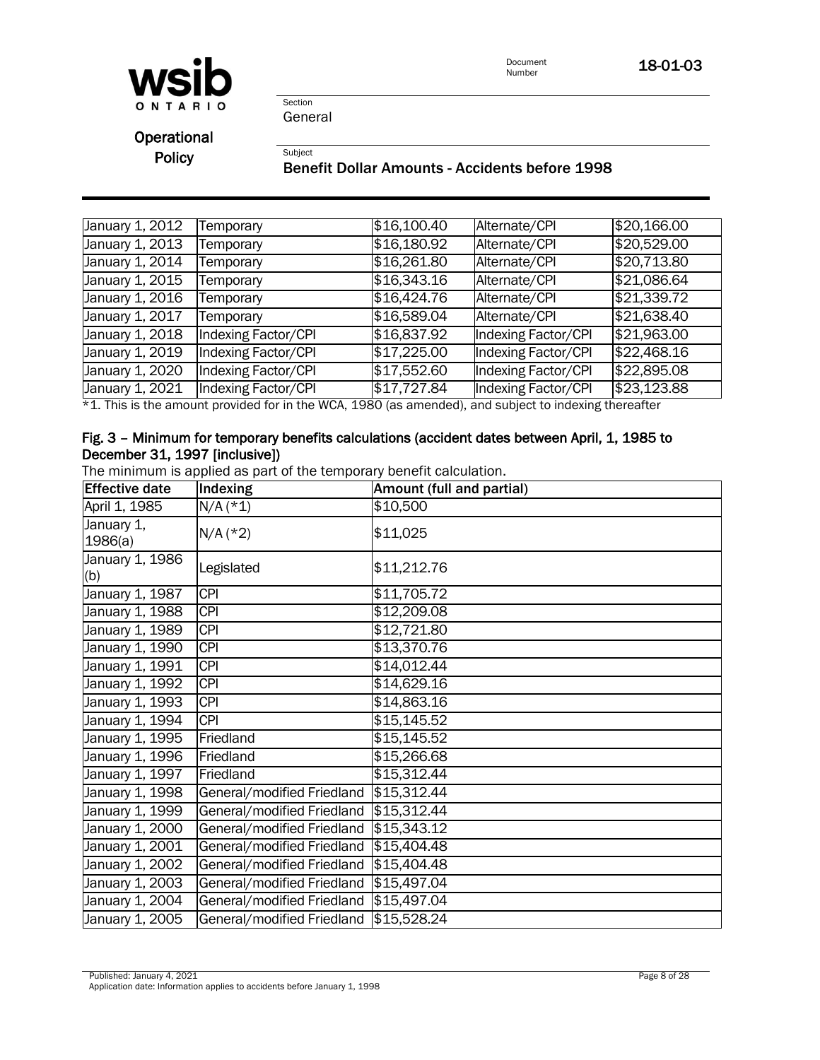| | | | | |
|---|---|---|---|---|
| January 1, 2012 | Temporary | $16,100.40 | Alternate/CPI | $20,166.00 |
| January 1, 2013 | Temporary | $16,180.92 | Alternate/CPI | $20,529.00 |
| January 1, 2014 | Temporary | $16,261.80 | Alternate/CPI | $20,713.80 |
| January 1, 2015 | Temporary | $16,343.16 | Alternate/CPI | $21,086.64 |
| January 1, 2016 | Temporary | $16,424.76 | Alternate/CPI | $21,339.72 |
| January 1, 2017 | Temporary | $16,589.04 | Alternate/CPI | $21,638.40 |
| January 1, 2018 | Indexing Factor/CPI | $16,837.92 | Indexing Factor/CPI | $21,963.00 |
| January 1, 2019 | Indexing Factor/CPI | $17,225.00 | Indexing Factor/CPI | $22,468.16 |
| January 1, 2020 | Indexing Factor/CPI | $17,552.60 | Indexing Factor/CPI | $22,895.08 |
| January 1, 2021 | Indexing Factor/CPI | $17,727.84 | Indexing Factor/CPI | $23,123.88 |

*1. This is the amount provided for in the WCA, 1980 (as amended), and subject to indexing thereafter

### Fig. 3 – Minimum for temporary benefits calculations (accident dates between April, 1, 1985 to December 31, 1997 [inclusive])

The minimum is applied as part of the temporary benefit calculation.

| Effective date | Indexing | Amount (full and partial) |
|---|---|---|
| April 1, 1985 | N/A (*1) | $10,500 |
| January 1, 1986(a) | N/A (*2) | $11,025 |
| January 1, 1986 (b) | Legislated | $11,212.76 |
| January 1, 1987 | CPI | $11,705.72 |
| January 1, 1988 | CPI | $12,209.08 |
| January 1, 1989 | CPI | $12,721.80 |
| January 1, 1990 | CPI | $13,370.76 |
| January 1, 1991 | CPI | $14,012.44 |
| January 1, 1992 | CPI | $14,629.16 |
| January 1, 1993 | CPI | $14,863.16 |
| January 1, 1994 | CPI | $15,145.52 |
| January 1, 1995 | Friedland | $15,145.52 |
| January 1, 1996 | Friedland | $15,266.68 |
| January 1, 1997 | Friedland | $15,312.44 |
| January 1, 1998 | General/modified Friedland | $15,312.44 |
| January 1, 1999 | General/modified Friedland | $15,312.44 |
| January 1, 2000 | General/modified Friedland | $15,343.12 |
| January 1, 2001 | General/modified Friedland | $15,404.48 |
| January 1, 2002 | General/modified Friedland | $15,404.48 |
| January 1, 2003 | General/modified Friedland | $15,497.04 |
| January 1, 2004 | General/modified Friedland | $15,497.04 |
| January 1, 2005 | General/modified Friedland | $15,528.24 |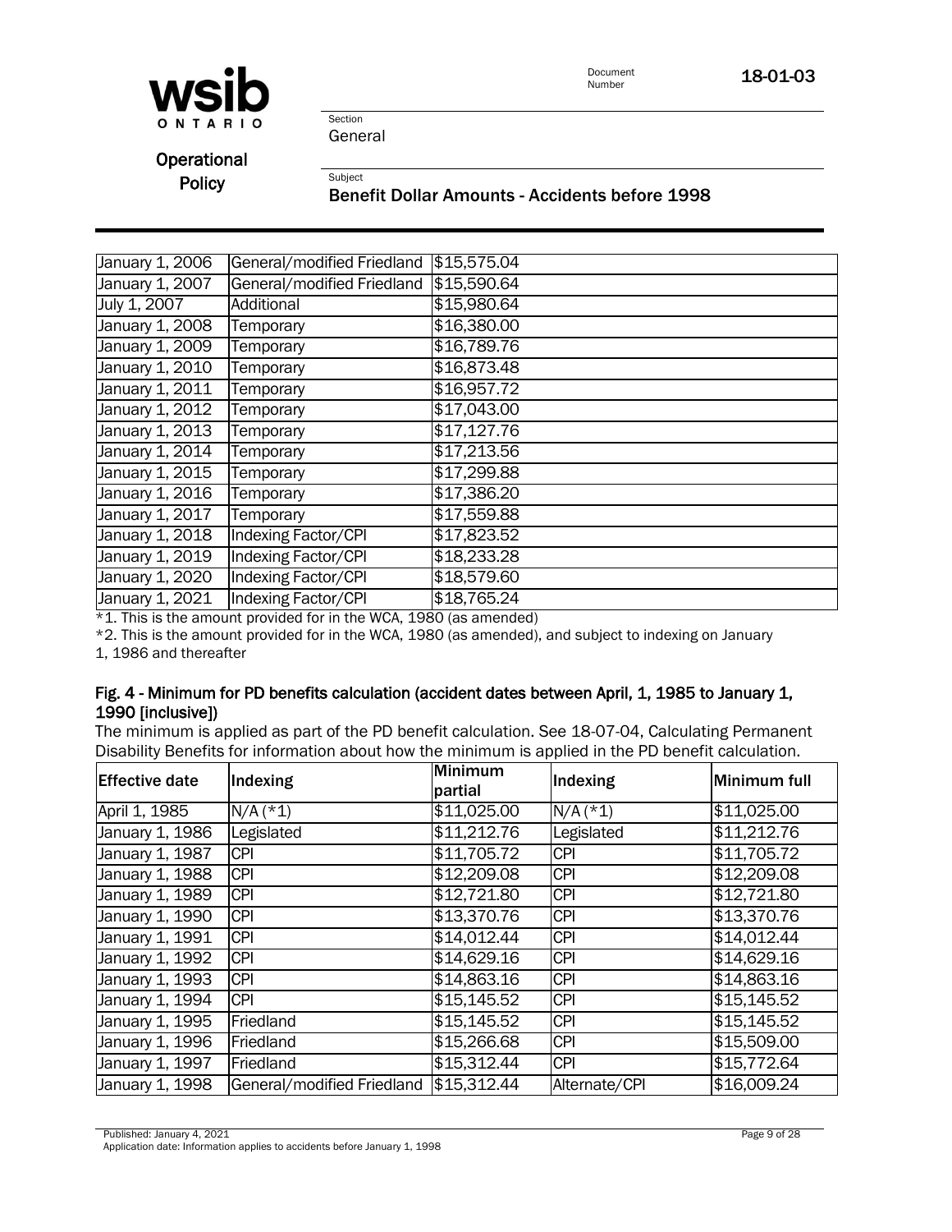| | | |
|---|---|---|
| January 1, 2006 | General/modified Friedland | $15,575.04 |
| January 1, 2007 | General/modified Friedland | $15,590.64 |
| July 1, 2007 | Additional | $15,980.64 |
| January 1, 2008 | Temporary | $16,380.00 |
| January 1, 2009 | Temporary | $16,789.76 |
| January 1, 2010 | Temporary | $16,873.48 |
| January 1, 2011 | Temporary | $16,957.72 |
| January 1, 2012 | Temporary | $17,043.00 |
| January 1, 2013 | Temporary | $17,127.76 |
| January 1, 2014 | Temporary | $17,213.56 |
| January 1, 2015 | Temporary | $17,299.88 |
| January 1, 2016 | Temporary | $17,386.20 |
| January 1, 2017 | Temporary | $17,559.88 |
| January 1, 2018 | Indexing Factor/CPI | $17,823.52 |
| January 1, 2019 | Indexing Factor/CPI | $18,233.28 |
| January 1, 2020 | Indexing Factor/CPI | $18,579.60 |
| January 1, 2021 | Indexing Factor/CPI | $18,765.24 |

*1. This is the amount provided for in the WCA, 1980 (as amended)

*2. This is the amount provided for in the WCA, 1980 (as amended), and subject to indexing on January 1, 1986 and thereafter

#### Fig. 4 - Minimum for PD benefits calculation (accident dates between April, 1, 1985 to January 1, 1990 [inclusive])

The minimum is applied as part of the PD benefit calculation. See 18-07-04, Calculating Permanent Disability Benefits for information about how the minimum is applied in the PD benefit calculation.

| Effective date | Indexing | Minimum partial | Indexing | Minimum full |
|---|---|---|---|---|
| April 1, 1985 | N/A (*1) | $11,025.00 | N/A (*1) | $11,025.00 |
| January 1, 1986 | Legislated | $11,212.76 | Legislated | $11,212.76 |
| January 1, 1987 | CPI | $11,705.72 | CPI | $11,705.72 |
| January 1, 1988 | CPI | $12,209.08 | CPI | $12,209.08 |
| January 1, 1989 | CPI | $12,721.80 | CPI | $12,721.80 |
| January 1, 1990 | CPI | $13,370.76 | CPI | $13,370.76 |
| January 1, 1991 | CPI | $14,012.44 | CPI | $14,012.44 |
| January 1, 1992 | CPI | $14,629.16 | CPI | $14,629.16 |
| January 1, 1993 | CPI | $14,863.16 | CPI | $14,863.16 |
| January 1, 1994 | CPI | $15,145.52 | CPI | $15,145.52 |
| January 1, 1995 | Friedland | $15,145.52 | CPI | $15,145.52 |
| January 1, 1996 | Friedland | $15,266.68 | CPI | $15,509.00 |
| January 1, 1997 | Friedland | $15,312.44 | CPI | $15,772.64 |
| January 1, 1998 | General/modified Friedland | $15,312.44 | Alternate/CPI | $16,009.24 |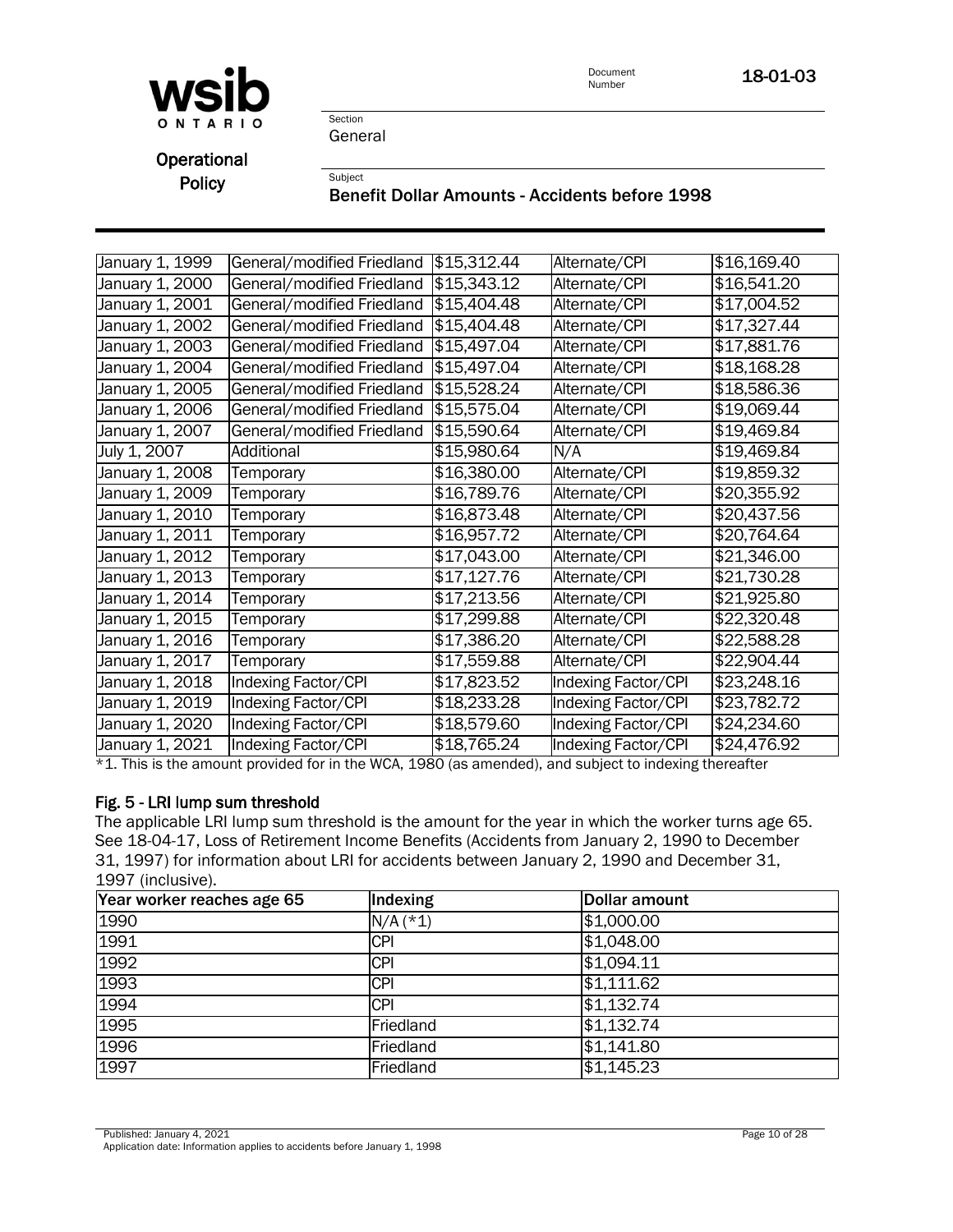| January 1, 1999 | General/modified Friedland | $15,312.44 | Alternate/CPI | $16,169.40 |
|---|---|---|---|---|
| January 1, 2000 | General/modified Friedland | $15,343.12 | Alternate/CPI | $16,541.20 |
| January 1, 2001 | General/modified Friedland | $15,404.48 | Alternate/CPI | $17,004.52 |
| January 1, 2002 | General/modified Friedland | $15,404.48 | Alternate/CPI | $17,327.44 |
| January 1, 2003 | General/modified Friedland | $15,497.04 | Alternate/CPI | $17,881.76 |
| January 1, 2004 | General/modified Friedland | $15,497.04 | Alternate/CPI | $18,168.28 |
| January 1, 2005 | General/modified Friedland | $15,528.24 | Alternate/CPI | $18,586.36 |
| January 1, 2006 | General/modified Friedland | $15,575.04 | Alternate/CPI | $19,069.44 |
| January 1, 2007 | General/modified Friedland | $15,590.64 | Alternate/CPI | $19,469.84 |
| July 1, 2007 | Additional | $15,980.64 | N/A | $19,469.84 |
| January 1, 2008 | Temporary | $16,380.00 | Alternate/CPI | $19,859.32 |
| January 1, 2009 | Temporary | $16,789.76 | Alternate/CPI | $20,355.92 |
| January 1, 2010 | Temporary | $16,873.48 | Alternate/CPI | $20,437.56 |
| January 1, 2011 | Temporary | $16,957.72 | Alternate/CPI | $20,764.64 |
| January 1, 2012 | Temporary | $17,043.00 | Alternate/CPI | $21,346.00 |
| January 1, 2013 | Temporary | $17,127.76 | Alternate/CPI | $21,730.28 |
| January 1, 2014 | Temporary | $17,213.56 | Alternate/CPI | $21,925.80 |
| January 1, 2015 | Temporary | $17,299.88 | Alternate/CPI | $22,320.48 |
| January 1, 2016 | Temporary | $17,386.20 | Alternate/CPI | $22,588.28 |
| January 1, 2017 | Temporary | $17,559.88 | Alternate/CPI | $22,904.44 |
| January 1, 2018 | Indexing Factor/CPI | $17,823.52 | Indexing Factor/CPI | $23,248.16 |
| January 1, 2019 | Indexing Factor/CPI | $18,233.28 | Indexing Factor/CPI | $23,782.72 |
| January 1, 2020 | Indexing Factor/CPI | $18,579.60 | Indexing Factor/CPI | $24,234.60 |
| January 1, 2021 | Indexing Factor/CPI | $18,765.24 | Indexing Factor/CPI | $24,476.92 |

*1. This is the amount provided for in the WCA, 1980 (as amended), and subject to indexing thereafter

### Fig. 5 - LRI lump sum threshold

The applicable LRI lump sum threshold is the amount for the year in which the worker turns age 65. See 18-04-17, Loss of Retirement Income Benefits (Accidents from January 2, 1990 to December 31, 1997) for information about LRI for accidents between January 2, 1990 and December 31, 1997 (inclusive).

| Year worker reaches age 65 | Indexing | Dollar amount |
|---|---|---|
| 1990 | N/A (*1) | $1,000.00 |
| 1991 | CPI | $1,048.00 |
| 1992 | CPI | $1,094.11 |
| 1993 | CPI | $1,111.62 |
| 1994 | CPI | $1,132.74 |
| 1995 | Friedland | $1,132.74 |
| 1996 | Friedland | $1,141.80 |
| 1997 | Friedland | $1,145.23 |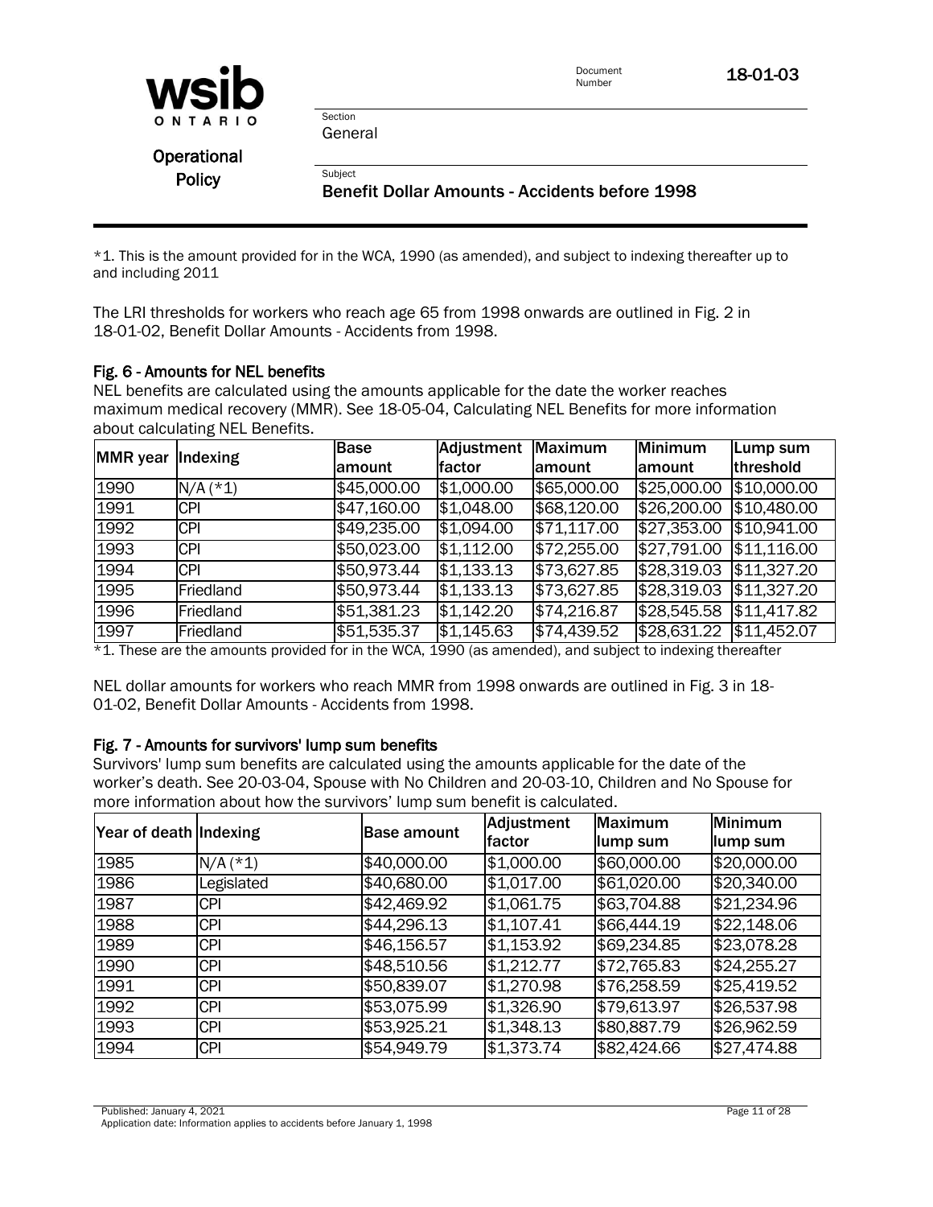*1. This is the amount provided for in the WCA, 1990 (as amended), and subject to indexing thereafter up to and including 2011

The LRI thresholds for workers who reach age 65 from 1998 onwards are outlined in Fig. 2 in 18-01-02, Benefit Dollar Amounts - Accidents from 1998.

### Fig. 6 - Amounts for NEL benefits

NEL benefits are calculated using the amounts applicable for the date the worker reaches maximum medical recovery (MMR). See 18-05-04, Calculating NEL Benefits for more information about calculating NEL Benefits.

| MMR year | Indexing | Base amount | Adjustment factor | Maximum amount | Minimum amount | Lump sum threshold |
|---|---|---|---|---|---|---|
| 1990 | N/A (*1) | $45,000.00 | $1,000.00 | $65,000.00 | $25,000.00 | $10,000.00 |
| 1991 | CPI | $47,160.00 | $1,048.00 | $68,120.00 | $26,200.00 | $10,480.00 |
| 1992 | CPI | $49,235.00 | $1,094.00 | $71,117.00 | $27,353.00 | $10,941.00 |
| 1993 | CPI | $50,023.00 | $1,112.00 | $72,255.00 | $27,791.00 | $11,116.00 |
| 1994 | CPI | $50,973.44 | $1,133.13 | $73,627.85 | $28,319.03 | $11,327.20 |
| 1995 | Friedland | $50,973.44 | $1,133.13 | $73,627.85 | $28,319.03 | $11,327.20 |
| 1996 | Friedland | $51,381.23 | $1,142.20 | $74,216.87 | $28,545.58 | $11,417.82 |
| 1997 | Friedland | $51,535.37 | $1,145.63 | $74,439.52 | $28,631.22 | $11,452.07 |

*1. These are the amounts provided for in the WCA, 1990 (as amended), and subject to indexing thereafter

NEL dollar amounts for workers who reach MMR from 1998 onwards are outlined in Fig. 3 in 18-01-02, Benefit Dollar Amounts - Accidents from 1998.

### Fig. 7 - Amounts for survivors' lump sum benefits

Survivors' lump sum benefits are calculated using the amounts applicable for the date of the worker's death. See 20-03-04, Spouse with No Children and 20-03-10, Children and No Spouse for more information about how the survivors' lump sum benefit is calculated.

| Year of death | Indexing | Base amount | Adjustment factor | Maximum lump sum | Minimum lump sum |
|---|---|---|---|---|---|
| 1985 | N/A (*1) | $40,000.00 | $1,000.00 | $60,000.00 | $20,000.00 |
| 1986 | Legislated | $40,680.00 | $1,017.00 | $61,020.00 | $20,340.00 |
| 1987 | CPI | $42,469.92 | $1,061.75 | $63,704.88 | $21,234.96 |
| 1988 | CPI | $44,296.13 | $1,107.41 | $66,444.19 | $22,148.06 |
| 1989 | CPI | $46,156.57 | $1,153.92 | $69,234.85 | $23,078.28 |
| 1990 | CPI | $48,510.56 | $1,212.77 | $72,765.83 | $24,255.27 |
| 1991 | CPI | $50,839.07 | $1,270.98 | $76,258.59 | $25,419.52 |
| 1992 | CPI | $53,075.99 | $1,326.90 | $79,613.97 | $26,537.98 |
| 1993 | CPI | $53,925.21 | $1,348.13 | $80,887.79 | $26,962.59 |
| 1994 | CPI | $54,949.79 | $1,373.74 | $82,424.66 | $27,474.88 |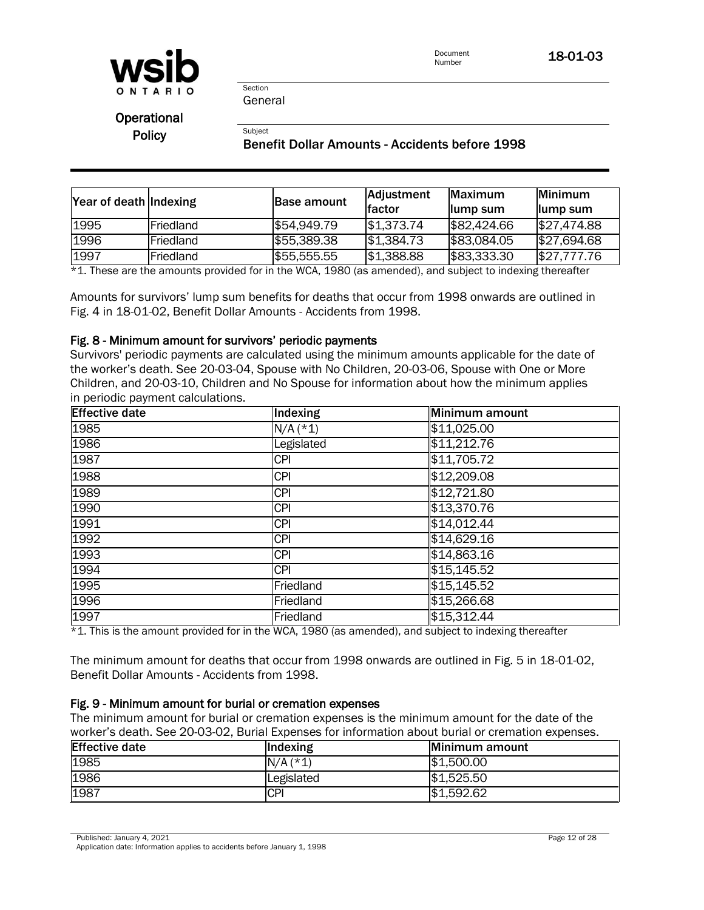| Year of death | Indexing | Base amount | Adjustment factor | Maximum lump sum | Minimum lump sum |
|---|---|---|---|---|---|
| 1995 | Friedland | $54,949.79 | $1,373.74 | $82,424.66 | $27,474.88 |
| 1996 | Friedland | $55,389.38 | $1,384.73 | $83,084.05 | $27,694.68 |
| 1997 | Friedland | $55,555.55 | $1,388.88 | $83,333.30 | $27,777.76 |

*1. These are the amounts provided for in the WCA, 1980 (as amended), and subject to indexing thereafter

Amounts for survivors' lump sum benefits for deaths that occur from 1998 onwards are outlined in Fig. 4 in 18-01-02, Benefit Dollar Amounts - Accidents from 1998.

#### Fig. 8 - Minimum amount for survivors' periodic payments

Survivors' periodic payments are calculated using the minimum amounts applicable for the date of the worker's death. See 20-03-04, Spouse with No Children, 20-03-06, Spouse with One or More Children, and 20-03-10, Children and No Spouse for information about how the minimum applies in periodic payment calculations.

| Effective date | Indexing | Minimum amount |
|---|---|---|
| 1985 | N/A (*1) | $11,025.00 |
| 1986 | Legislated | $11,212.76 |
| 1987 | CPI | $11,705.72 |
| 1988 | CPI | $12,209.08 |
| 1989 | CPI | $12,721.80 |
| 1990 | CPI | $13,370.76 |
| 1991 | CPI | $14,012.44 |
| 1992 | CPI | $14,629.16 |
| 1993 | CPI | $14,863.16 |
| 1994 | CPI | $15,145.52 |
| 1995 | Friedland | $15,145.52 |
| 1996 | Friedland | $15,266.68 |
| 1997 | Friedland | $15,312.44 |

*1. This is the amount provided for in the WCA, 1980 (as amended), and subject to indexing thereafter

The minimum amount for deaths that occur from 1998 onwards are outlined in Fig. 5 in 18-01-02, Benefit Dollar Amounts - Accidents from 1998.

#### Fig. 9 - Minimum amount for burial or cremation expenses

The minimum amount for burial or cremation expenses is the minimum amount for the date of the worker's death. See 20-03-02, Burial Expenses for information about burial or cremation expenses.

| Effective date | Indexing | Minimum amount |
|---|---|---|
| 1985 | N/A (*1) | $1,500.00 |
| 1986 | Legislated | $1,525.50 |
| 1987 | CPI | $1,592.62 |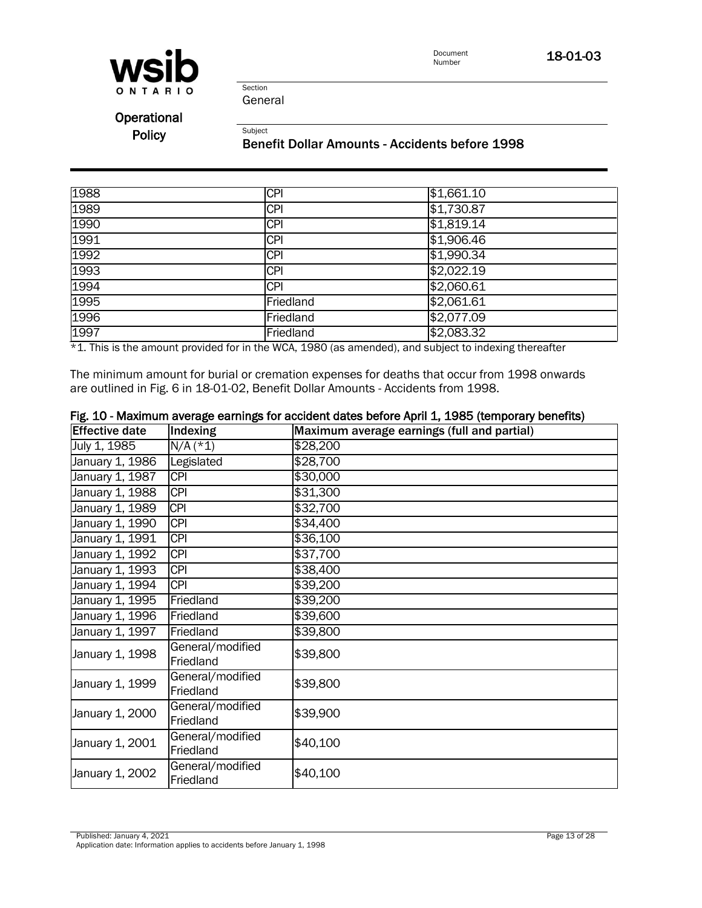| 1988 | CPI | $1,661.10 |
|---|---|---|
| 1989 | CPI | $1,730.87 |
| 1990 | CPI | $1,819.14 |
| 1991 | CPI | $1,906.46 |
| 1992 | CPI | $1,990.34 |
| 1993 | CPI | $2,022.19 |
| 1994 | CPI | $2,060.61 |
| 1995 | Friedland | $2,061.61 |
| 1996 | Friedland | $2,077.09 |
| 1997 | Friedland | $2,083.32 |

*1. This is the amount provided for in the WCA, 1980 (as amended), and subject to indexing thereafter

The minimum amount for burial or cremation expenses for deaths that occur from 1998 onwards are outlined in Fig. 6 in 18-01-02, Benefit Dollar Amounts - Accidents from 1998.

**Fig. 10 - Maximum average earnings for accident dates before April 1, 1985 (temporary benefits)**

| Effective date | Indexing | Maximum average earnings (full and partial) |
|---|---|---|
| July 1, 1985 | N/A (*1) | $28,200 |
| January 1, 1986 | Legislated | $28,700 |
| January 1, 1987 | CPI | $30,000 |
| January 1, 1988 | CPI | $31,300 |
| January 1, 1989 | CPI | $32,700 |
| January 1, 1990 | CPI | $34,400 |
| January 1, 1991 | CPI | $36,100 |
| January 1, 1992 | CPI | $37,700 |
| January 1, 1993 | CPI | $38,400 |
| January 1, 1994 | CPI | $39,200 |
| January 1, 1995 | Friedland | $39,200 |
| January 1, 1996 | Friedland | $39,600 |
| January 1, 1997 | Friedland | $39,800 |
| January 1, 1998 | General/modified Friedland | $39,800 |
| January 1, 1999 | General/modified Friedland | $39,800 |
| January 1, 2000 | General/modified Friedland | $39,900 |
| January 1, 2001 | General/modified Friedland | $40,100 |
| January 1, 2002 | General/modified Friedland | $40,100 |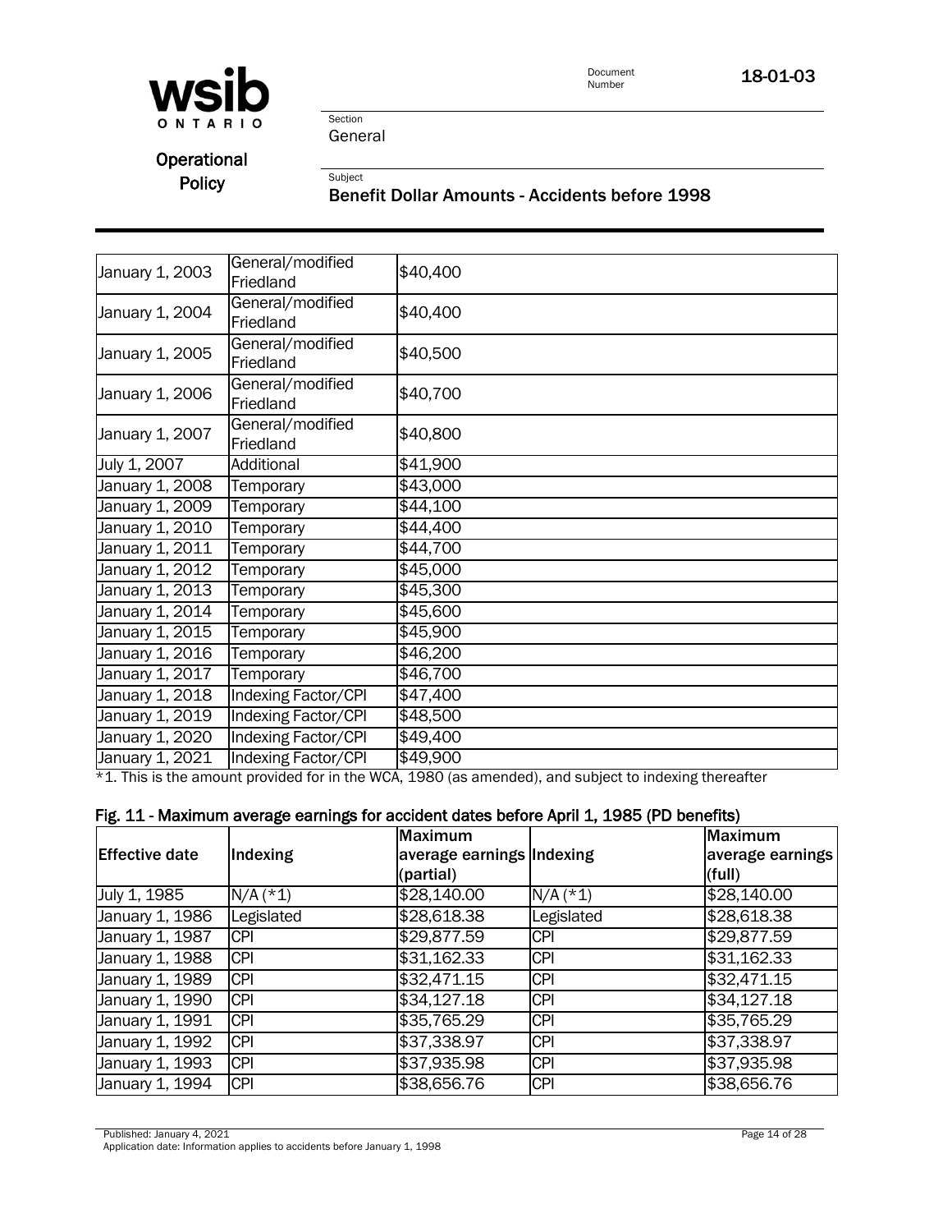| January 1, 2003 | General/modified Friedland | $40,400 |
|---|---|---|
| January 1, 2004 | General/modified Friedland | $40,400 |
| January 1, 2005 | General/modified Friedland | $40,500 |
| January 1, 2006 | General/modified Friedland | $40,700 |
| January 1, 2007 | General/modified Friedland | $40,800 |
| July 1, 2007 | Additional | $41,900 |
| January 1, 2008 | Temporary | $43,000 |
| January 1, 2009 | Temporary | $44,100 |
| January 1, 2010 | Temporary | $44,400 |
| January 1, 2011 | Temporary | $44,700 |
| January 1, 2012 | Temporary | $45,000 |
| January 1, 2013 | Temporary | $45,300 |
| January 1, 2014 | Temporary | $45,600 |
| January 1, 2015 | Temporary | $45,900 |
| January 1, 2016 | Temporary | $46,200 |
| January 1, 2017 | Temporary | $46,700 |
| January 1, 2018 | Indexing Factor/CPI | $47,400 |
| January 1, 2019 | Indexing Factor/CPI | $48,500 |
| January 1, 2020 | Indexing Factor/CPI | $49,400 |
| January 1, 2021 | Indexing Factor/CPI | $49,900 |

*1. This is the amount provided for in the WCA, 1980 (as amended), and subject to indexing thereafter

### Fig. 11 - Maximum average earnings for accident dates before April 1, 1985 (PD benefits)

| Effective date | Indexing | Maximum average earnings (partial) | Indexing | Maximum average earnings (full) |
|---|---|---|---|---|
| July 1, 1985 | N/A (*1) | $28,140.00 | N/A (*1) | $28,140.00 |
| January 1, 1986 | Legislated | $28,618.38 | Legislated | $28,618.38 |
| January 1, 1987 | CPI | $29,877.59 | CPI | $29,877.59 |
| January 1, 1988 | CPI | $31,162.33 | CPI | $31,162.33 |
| January 1, 1989 | CPI | $32,471.15 | CPI | $32,471.15 |
| January 1, 1990 | CPI | $34,127.18 | CPI | $34,127.18 |
| January 1, 1991 | CPI | $35,765.29 | CPI | $35,765.29 |
| January 1, 1992 | CPI | $37,338.97 | CPI | $37,338.97 |
| January 1, 1993 | CPI | $37,935.98 | CPI | $37,935.98 |
| January 1, 1994 | CPI | $38,656.76 | CPI | $38,656.76 |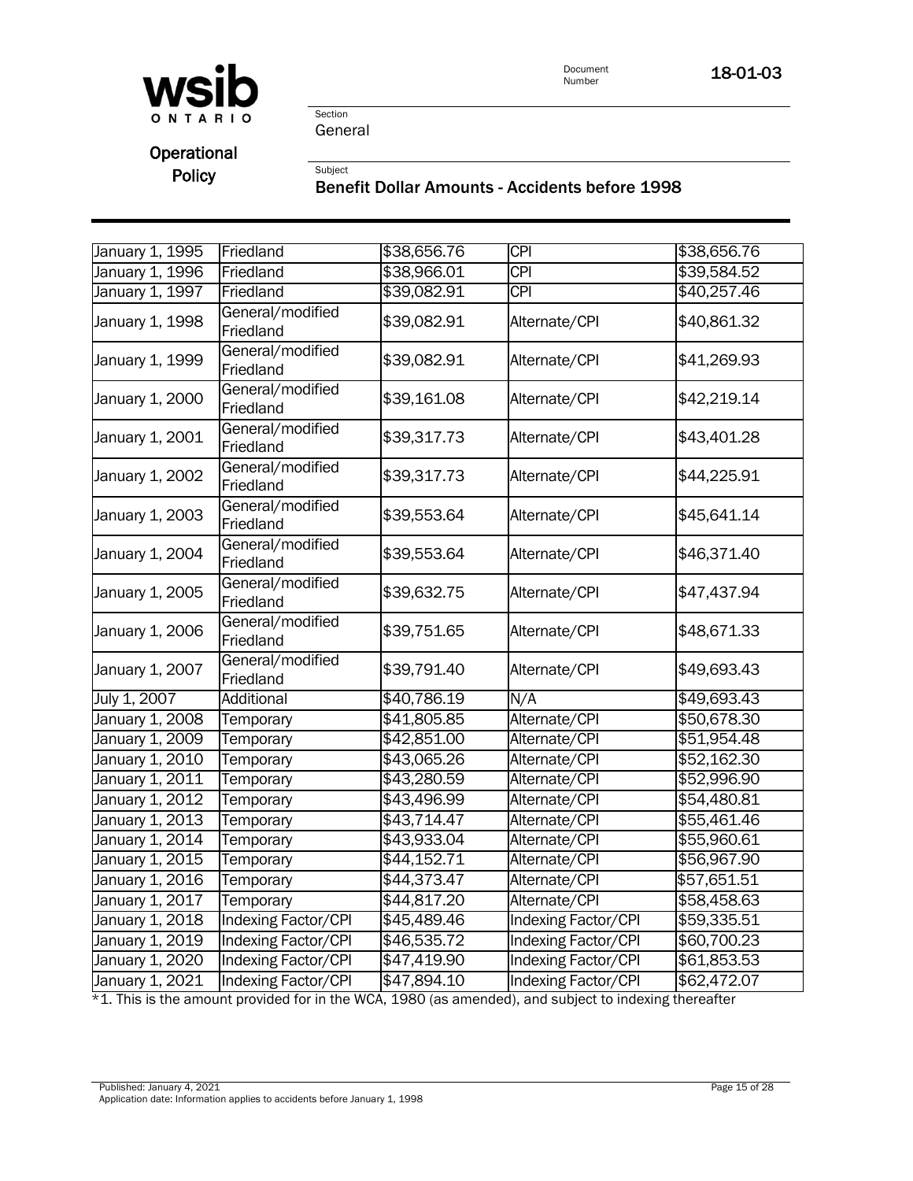| January 1, 1995 | Friedland | $38,656.76 | CPI | $38,656.76 |
|---|---|---|---|---|
| January 1, 1996 | Friedland | $38,966.01 | CPI | $39,584.52 |
| January 1, 1997 | Friedland | $39,082.91 | CPI | $40,257.46 |
| January 1, 1998 | General/modified Friedland | $39,082.91 | Alternate/CPI | $40,861.32 |
| January 1, 1999 | General/modified Friedland | $39,082.91 | Alternate/CPI | $41,269.93 |
| January 1, 2000 | General/modified Friedland | $39,161.08 | Alternate/CPI | $42,219.14 |
| January 1, 2001 | General/modified Friedland | $39,317.73 | Alternate/CPI | $43,401.28 |
| January 1, 2002 | General/modified Friedland | $39,317.73 | Alternate/CPI | $44,225.91 |
| January 1, 2003 | General/modified Friedland | $39,553.64 | Alternate/CPI | $45,641.14 |
| January 1, 2004 | General/modified Friedland | $39,553.64 | Alternate/CPI | $46,371.40 |
| January 1, 2005 | General/modified Friedland | $39,632.75 | Alternate/CPI | $47,437.94 |
| January 1, 2006 | General/modified Friedland | $39,751.65 | Alternate/CPI | $48,671.33 |
| January 1, 2007 | General/modified Friedland | $39,791.40 | Alternate/CPI | $49,693.43 |
| July 1, 2007 | Additional | $40,786.19 | N/A | $49,693.43 |
| January 1, 2008 | Temporary | $41,805.85 | Alternate/CPI | $50,678.30 |
| January 1, 2009 | Temporary | $42,851.00 | Alternate/CPI | $51,954.48 |
| January 1, 2010 | Temporary | $43,065.26 | Alternate/CPI | $52,162.30 |
| January 1, 2011 | Temporary | $43,280.59 | Alternate/CPI | $52,996.90 |
| January 1, 2012 | Temporary | $43,496.99 | Alternate/CPI | $54,480.81 |
| January 1, 2013 | Temporary | $43,714.47 | Alternate/CPI | $55,461.46 |
| January 1, 2014 | Temporary | $43,933.04 | Alternate/CPI | $55,960.61 |
| January 1, 2015 | Temporary | $44,152.71 | Alternate/CPI | $56,967.90 |
| January 1, 2016 | Temporary | $44,373.47 | Alternate/CPI | $57,651.51 |
| January 1, 2017 | Temporary | $44,817.20 | Alternate/CPI | $58,458.63 |
| January 1, 2018 | Indexing Factor/CPI | $45,489.46 | Indexing Factor/CPI | $59,335.51 |
| January 1, 2019 | Indexing Factor/CPI | $46,535.72 | Indexing Factor/CPI | $60,700.23 |
| January 1, 2020 | Indexing Factor/CPI | $47,419.90 | Indexing Factor/CPI | $61,853.53 |
| January 1, 2021 | Indexing Factor/CPI | $47,894.10 | Indexing Factor/CPI | $62,472.07 |

*1. This is the amount provided for in the WCA, 1980 (as amended), and subject to indexing thereafter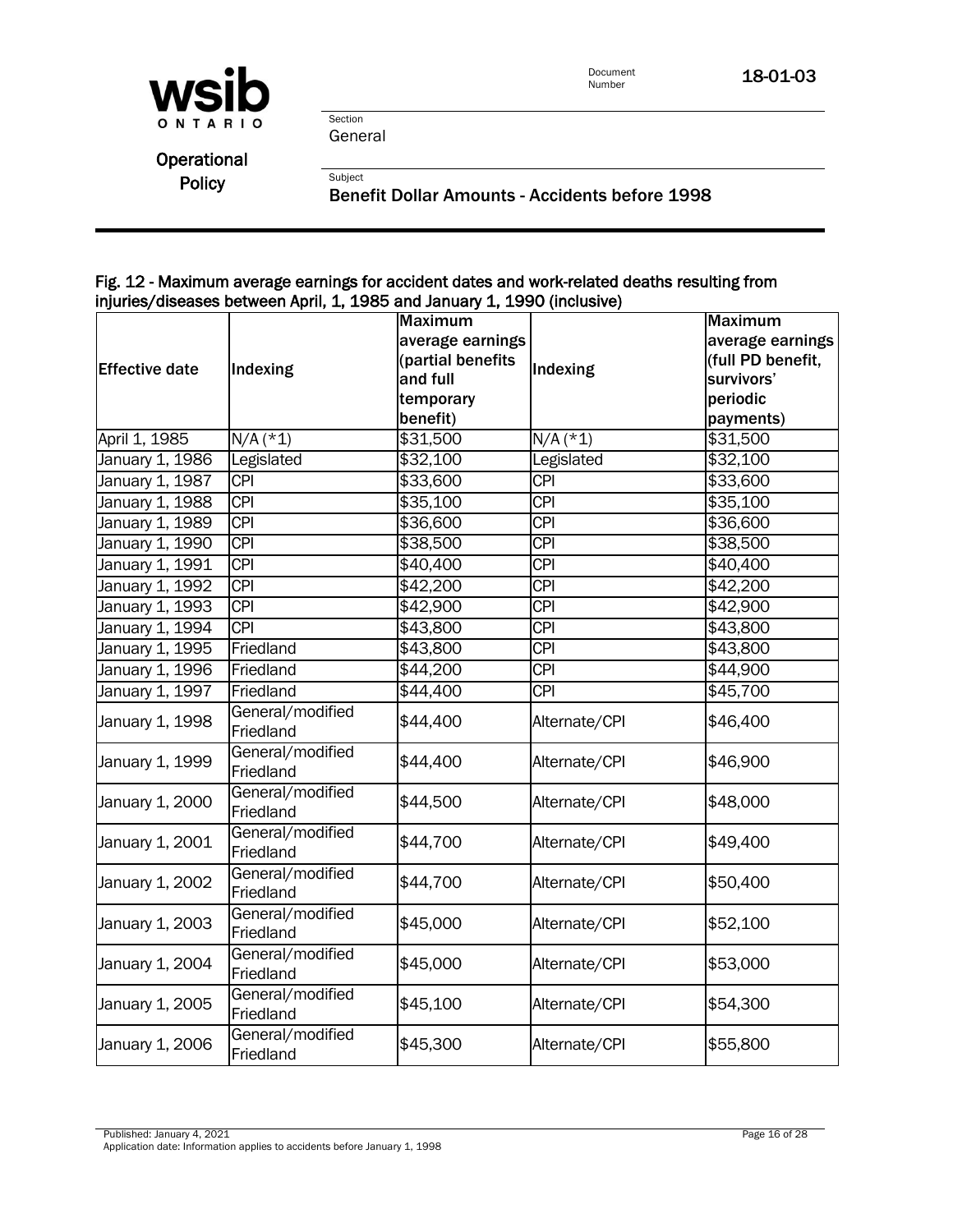#### Fig. 12 - Maximum average earnings for accident dates and work-related deaths resulting from injuries/diseases between April, 1, 1985 and January 1, 1990 (inclusive)

| Effective date | Indexing | Maximum average earnings (partial benefits and full temporary benefit) | Indexing | Maximum average earnings (full PD benefit, survivors' periodic payments) |
|---|---|---|---|---|
| April 1, 1985 | N/A (*1) | $31,500 | N/A (*1) | $31,500 |
| January 1, 1986 | Legislated | $32,100 | Legislated | $32,100 |
| January 1, 1987 | CPI | $33,600 | CPI | $33,600 |
| January 1, 1988 | CPI | $35,100 | CPI | $35,100 |
| January 1, 1989 | CPI | $36,600 | CPI | $36,600 |
| January 1, 1990 | CPI | $38,500 | CPI | $38,500 |
| January 1, 1991 | CPI | $40,400 | CPI | $40,400 |
| January 1, 1992 | CPI | $42,200 | CPI | $42,200 |
| January 1, 1993 | CPI | $42,900 | CPI | $42,900 |
| January 1, 1994 | CPI | $43,800 | CPI | $43,800 |
| January 1, 1995 | Friedland | $43,800 | CPI | $43,800 |
| January 1, 1996 | Friedland | $44,200 | CPI | $44,900 |
| January 1, 1997 | Friedland | $44,400 | CPI | $45,700 |
| January 1, 1998 | General/modified Friedland | $44,400 | Alternate/CPI | $46,400 |
| January 1, 1999 | General/modified Friedland | $44,400 | Alternate/CPI | $46,900 |
| January 1, 2000 | General/modified Friedland | $44,500 | Alternate/CPI | $48,000 |
| January 1, 2001 | General/modified Friedland | $44,700 | Alternate/CPI | $49,400 |
| January 1, 2002 | General/modified Friedland | $44,700 | Alternate/CPI | $50,400 |
| January 1, 2003 | General/modified Friedland | $45,000 | Alternate/CPI | $52,100 |
| January 1, 2004 | General/modified Friedland | $45,000 | Alternate/CPI | $53,000 |
| January 1, 2005 | General/modified Friedland | $45,100 | Alternate/CPI | $54,300 |
| January 1, 2006 | General/modified Friedland | $45,300 | Alternate/CPI | $55,800 |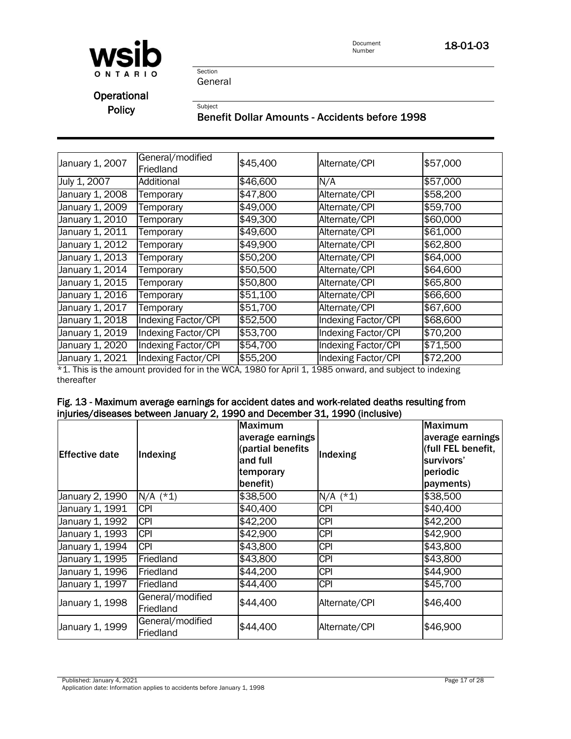| | | | | |
|---|---|---|---|---|
| January 1, 2007 | General/modified Friedland | $45,400 | Alternate/CPI | $57,000 |
| July 1, 2007 | Additional | $46,600 | N/A | $57,000 |
| January 1, 2008 | Temporary | $47,800 | Alternate/CPI | $58,200 |
| January 1, 2009 | Temporary | $49,000 | Alternate/CPI | $59,700 |
| January 1, 2010 | Temporary | $49,300 | Alternate/CPI | $60,000 |
| January 1, 2011 | Temporary | $49,600 | Alternate/CPI | $61,000 |
| January 1, 2012 | Temporary | $49,900 | Alternate/CPI | $62,800 |
| January 1, 2013 | Temporary | $50,200 | Alternate/CPI | $64,000 |
| January 1, 2014 | Temporary | $50,500 | Alternate/CPI | $64,600 |
| January 1, 2015 | Temporary | $50,800 | Alternate/CPI | $65,800 |
| January 1, 2016 | Temporary | $51,100 | Alternate/CPI | $66,600 |
| January 1, 2017 | Temporary | $51,700 | Alternate/CPI | $67,600 |
| January 1, 2018 | Indexing Factor/CPI | $52,500 | Indexing Factor/CPI | $68,600 |
| January 1, 2019 | Indexing Factor/CPI | $53,700 | Indexing Factor/CPI | $70,200 |
| January 1, 2020 | Indexing Factor/CPI | $54,700 | Indexing Factor/CPI | $71,500 |
| January 1, 2021 | Indexing Factor/CPI | $55,200 | Indexing Factor/CPI | $72,200 |

*1. This is the amount provided for in the WCA, 1980 for April 1, 1985 onward, and subject to indexing thereafter

**Fig. 13 - Maximum average earnings for accident dates and work-related deaths resulting from injuries/diseases between January 2, 1990 and December 31, 1990 (inclusive)**

| Effective date | Indexing | Maximum average earnings (partial benefits and full temporary benefit) | Indexing | Maximum average earnings (full FEL benefit, survivors' periodic payments) |
|---|---|---|---|---|
| January 2, 1990 | N/A (*1) | $38,500 | N/A (*1) | $38,500 |
| January 1, 1991 | CPI | $40,400 | CPI | $40,400 |
| January 1, 1992 | CPI | $42,200 | CPI | $42,200 |
| January 1, 1993 | CPI | $42,900 | CPI | $42,900 |
| January 1, 1994 | CPI | $43,800 | CPI | $43,800 |
| January 1, 1995 | Friedland | $43,800 | CPI | $43,800 |
| January 1, 1996 | Friedland | $44,200 | CPI | $44,900 |
| January 1, 1997 | Friedland | $44,400 | CPI | $45,700 |
| January 1, 1998 | General/modified Friedland | $44,400 | Alternate/CPI | $46,400 |
| January 1, 1999 | General/modified Friedland | $44,400 | Alternate/CPI | $46,900 |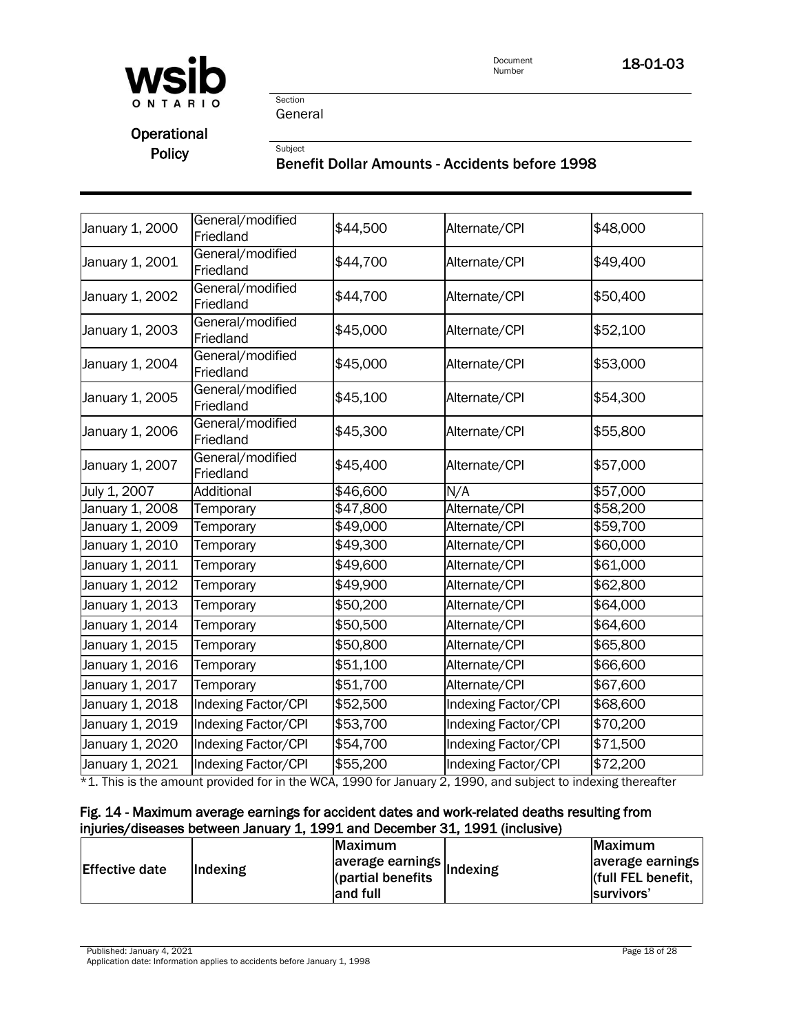| | | | | |
|---|---|---|---|---|
| January 1, 2000 | General/modified Friedland | $44,500 | Alternate/CPI | $48,000 |
| January 1, 2001 | General/modified Friedland | $44,700 | Alternate/CPI | $49,400 |
| January 1, 2002 | General/modified Friedland | $44,700 | Alternate/CPI | $50,400 |
| January 1, 2003 | General/modified Friedland | $45,000 | Alternate/CPI | $52,100 |
| January 1, 2004 | General/modified Friedland | $45,000 | Alternate/CPI | $53,000 |
| January 1, 2005 | General/modified Friedland | $45,100 | Alternate/CPI | $54,300 |
| January 1, 2006 | General/modified Friedland | $45,300 | Alternate/CPI | $55,800 |
| January 1, 2007 | General/modified Friedland | $45,400 | Alternate/CPI | $57,000 |
| July 1, 2007 | Additional | $46,600 | N/A | $57,000 |
| January 1, 2008 | Temporary | $47,800 | Alternate/CPI | $58,200 |
| January 1, 2009 | Temporary | $49,000 | Alternate/CPI | $59,700 |
| January 1, 2010 | Temporary | $49,300 | Alternate/CPI | $60,000 |
| January 1, 2011 | Temporary | $49,600 | Alternate/CPI | $61,000 |
| January 1, 2012 | Temporary | $49,900 | Alternate/CPI | $62,800 |
| January 1, 2013 | Temporary | $50,200 | Alternate/CPI | $64,000 |
| January 1, 2014 | Temporary | $50,500 | Alternate/CPI | $64,600 |
| January 1, 2015 | Temporary | $50,800 | Alternate/CPI | $65,800 |
| January 1, 2016 | Temporary | $51,100 | Alternate/CPI | $66,600 |
| January 1, 2017 | Temporary | $51,700 | Alternate/CPI | $67,600 |
| January 1, 2018 | Indexing Factor/CPI | $52,500 | Indexing Factor/CPI | $68,600 |
| January 1, 2019 | Indexing Factor/CPI | $53,700 | Indexing Factor/CPI | $70,200 |
| January 1, 2020 | Indexing Factor/CPI | $54,700 | Indexing Factor/CPI | $71,500 |
| January 1, 2021 | Indexing Factor/CPI | $55,200 | Indexing Factor/CPI | $72,200 |

*1. This is the amount provided for in the WCA, 1990 for January 2, 1990, and subject to indexing thereafter

#### Fig. 14 - Maximum average earnings for accident dates and work-related deaths resulting from injuries/diseases between January 1, 1991 and December 31, 1991 (inclusive)

| Effective date | Indexing | Maximum average earnings (partial benefits and full | Indexing | Maximum average earnings (full FEL benefit, survivors' |
|---|---|---|---|---|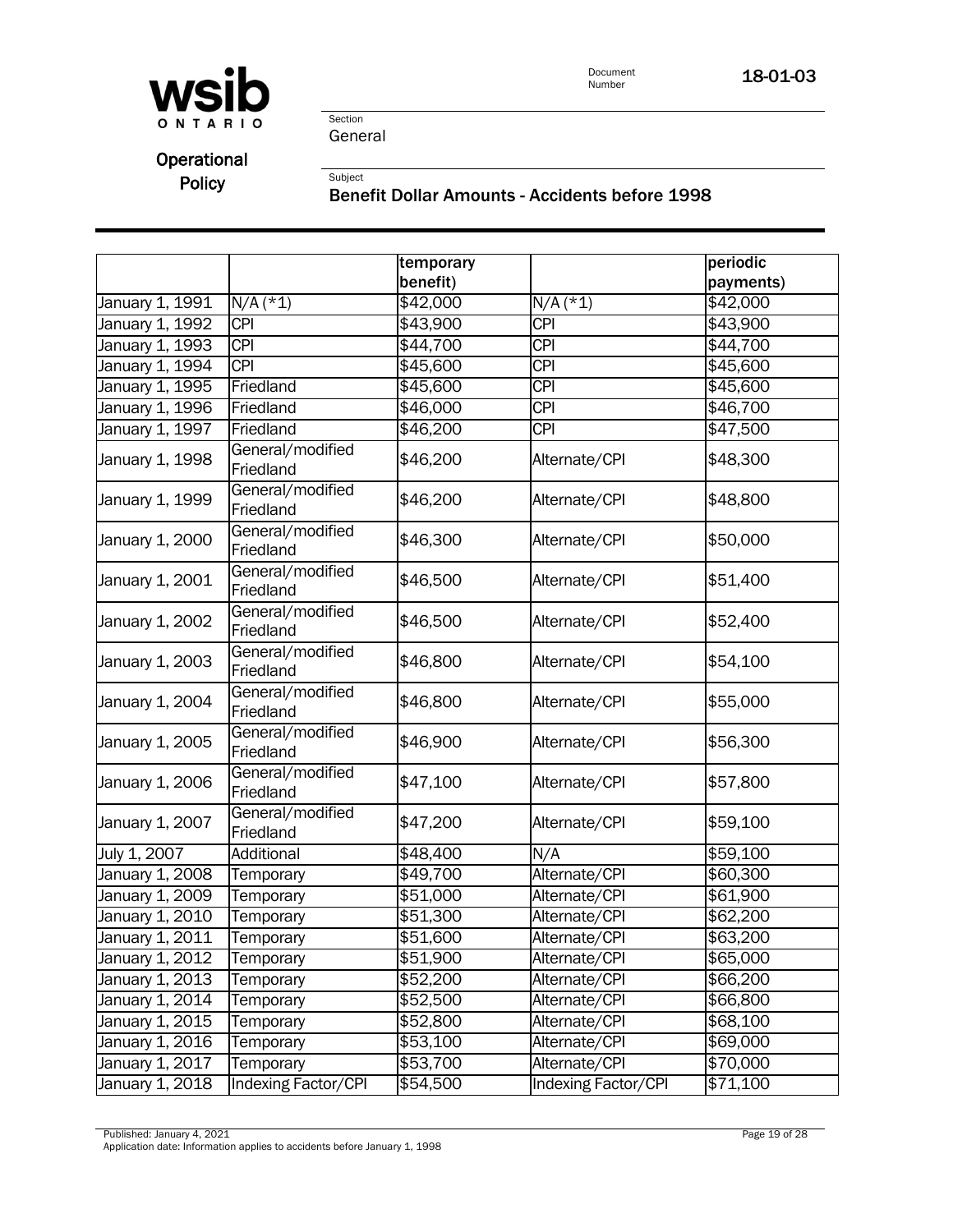| | | temporary benefit) | | periodic payments) |
|---|---|---|---|---|
| January 1, 1991 | N/A (*1) | $42,000 | N/A (*1) | $42,000 |
| January 1, 1992 | CPI | $43,900 | CPI | $43,900 |
| January 1, 1993 | CPI | $44,700 | CPI | $44,700 |
| January 1, 1994 | CPI | $45,600 | CPI | $45,600 |
| January 1, 1995 | Friedland | $45,600 | CPI | $45,600 |
| January 1, 1996 | Friedland | $46,000 | CPI | $46,700 |
| January 1, 1997 | Friedland | $46,200 | CPI | $47,500 |
| January 1, 1998 | General/modified Friedland | $46,200 | Alternate/CPI | $48,300 |
| January 1, 1999 | General/modified Friedland | $46,200 | Alternate/CPI | $48,800 |
| January 1, 2000 | General/modified Friedland | $46,300 | Alternate/CPI | $50,000 |
| January 1, 2001 | General/modified Friedland | $46,500 | Alternate/CPI | $51,400 |
| January 1, 2002 | General/modified Friedland | $46,500 | Alternate/CPI | $52,400 |
| January 1, 2003 | General/modified Friedland | $46,800 | Alternate/CPI | $54,100 |
| January 1, 2004 | General/modified Friedland | $46,800 | Alternate/CPI | $55,000 |
| January 1, 2005 | General/modified Friedland | $46,900 | Alternate/CPI | $56,300 |
| January 1, 2006 | General/modified Friedland | $47,100 | Alternate/CPI | $57,800 |
| January 1, 2007 | General/modified Friedland | $47,200 | Alternate/CPI | $59,100 |
| July 1, 2007 | Additional | $48,400 | N/A | $59,100 |
| January 1, 2008 | Temporary | $49,700 | Alternate/CPI | $60,300 |
| January 1, 2009 | Temporary | $51,000 | Alternate/CPI | $61,900 |
| January 1, 2010 | Temporary | $51,300 | Alternate/CPI | $62,200 |
| January 1, 2011 | Temporary | $51,600 | Alternate/CPI | $63,200 |
| January 1, 2012 | Temporary | $51,900 | Alternate/CPI | $65,000 |
| January 1, 2013 | Temporary | $52,200 | Alternate/CPI | $66,200 |
| January 1, 2014 | Temporary | $52,500 | Alternate/CPI | $66,800 |
| January 1, 2015 | Temporary | $52,800 | Alternate/CPI | $68,100 |
| January 1, 2016 | Temporary | $53,100 | Alternate/CPI | $69,000 |
| January 1, 2017 | Temporary | $53,700 | Alternate/CPI | $70,000 |
| January 1, 2018 | Indexing Factor/CPI | $54,500 | Indexing Factor/CPI | $71,100 |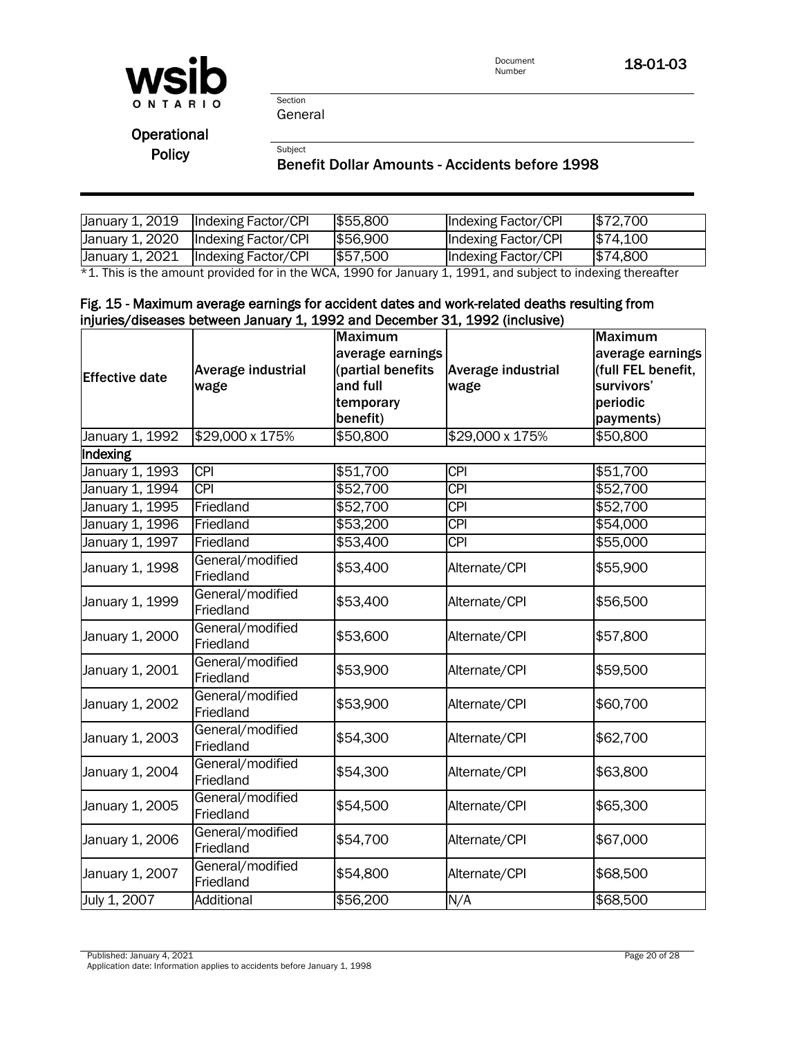| January 1, 2019 | Indexing Factor/CPI | $55,800 | Indexing Factor/CPI | $72,700 |
|---|---|---|---|---|
| January 1, 2020 | Indexing Factor/CPI | $56,900 | Indexing Factor/CPI | $74,100 |
| January 1, 2021 | Indexing Factor/CPI | $57,500 | Indexing Factor/CPI | $74,800 |

*1. This is the amount provided for in the WCA, 1990 for January 1, 1991, and subject to indexing thereafter

**Fig. 15 - Maximum average earnings for accident dates and work-related deaths resulting from injuries/diseases between January 1, 1992 and December 31, 1992 (inclusive)**

| Effective date | Average industrial wage | Maximum average earnings (partial benefits and full temporary benefit) | Average industrial wage | Maximum average earnings (full FEL benefit, survivors' periodic payments) |
|---|---|---|---|---|
| January 1, 1992 | $29,000 x 175% | $50,800 | $29,000 x 175% | $50,800 |
| **Indexing** | | | | |
| January 1, 1993 | CPI | $51,700 | CPI | $51,700 |
| January 1, 1994 | CPI | $52,700 | CPI | $52,700 |
| January 1, 1995 | Friedland | $52,700 | CPI | $52,700 |
| January 1, 1996 | Friedland | $53,200 | CPI | $54,000 |
| January 1, 1997 | Friedland | $53,400 | CPI | $55,000 |
| January 1, 1998 | General/modified Friedland | $53,400 | Alternate/CPI | $55,900 |
| January 1, 1999 | General/modified Friedland | $53,400 | Alternate/CPI | $56,500 |
| January 1, 2000 | General/modified Friedland | $53,600 | Alternate/CPI | $57,800 |
| January 1, 2001 | General/modified Friedland | $53,900 | Alternate/CPI | $59,500 |
| January 1, 2002 | General/modified Friedland | $53,900 | Alternate/CPI | $60,700 |
| January 1, 2003 | General/modified Friedland | $54,300 | Alternate/CPI | $62,700 |
| January 1, 2004 | General/modified Friedland | $54,300 | Alternate/CPI | $63,800 |
| January 1, 2005 | General/modified Friedland | $54,500 | Alternate/CPI | $65,300 |
| January 1, 2006 | General/modified Friedland | $54,700 | Alternate/CPI | $67,000 |
| January 1, 2007 | General/modified Friedland | $54,800 | Alternate/CPI | $68,500 |
| July 1, 2007 | Additional | $56,200 | N/A | $68,500 |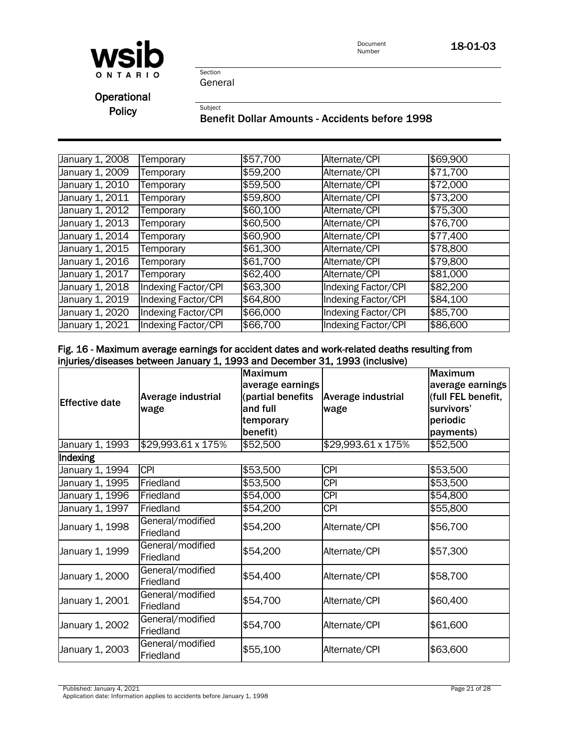| January 1, 2008 | Temporary | $57,700 | Alternate/CPI | $69,900 |
|---|---|---|---|---|
| January 1, 2009 | Temporary | $59,200 | Alternate/CPI | $71,700 |
| January 1, 2010 | Temporary | $59,500 | Alternate/CPI | $72,000 |
| January 1, 2011 | Temporary | $59,800 | Alternate/CPI | $73,200 |
| January 1, 2012 | Temporary | $60,100 | Alternate/CPI | $75,300 |
| January 1, 2013 | Temporary | $60,500 | Alternate/CPI | $76,700 |
| January 1, 2014 | Temporary | $60,900 | Alternate/CPI | $77,400 |
| January 1, 2015 | Temporary | $61,300 | Alternate/CPI | $78,800 |
| January 1, 2016 | Temporary | $61,700 | Alternate/CPI | $79,800 |
| January 1, 2017 | Temporary | $62,400 | Alternate/CPI | $81,000 |
| January 1, 2018 | Indexing Factor/CPI | $63,300 | Indexing Factor/CPI | $82,200 |
| January 1, 2019 | Indexing Factor/CPI | $64,800 | Indexing Factor/CPI | $84,100 |
| January 1, 2020 | Indexing Factor/CPI | $66,000 | Indexing Factor/CPI | $85,700 |
| January 1, 2021 | Indexing Factor/CPI | $66,700 | Indexing Factor/CPI | $86,600 |

**Fig. 16 - Maximum average earnings for accident dates and work-related deaths resulting from injuries/diseases between January 1, 1993 and December 31, 1993 (inclusive)**

| Effective date | Average industrial wage | Maximum average earnings (partial benefits and full temporary benefit) | Average industrial wage | Maximum average earnings (full FEL benefit, survivors' periodic payments) |
|---|---|---|---|---|
| January 1, 1993 | $29,993.61 x 175% | $52,500 | $29,993.61 x 175% | $52,500 |
| **Indexing** | | | | |
| January 1, 1994 | CPI | $53,500 | CPI | $53,500 |
| January 1, 1995 | Friedland | $53,500 | CPI | $53,500 |
| January 1, 1996 | Friedland | $54,000 | CPI | $54,800 |
| January 1, 1997 | Friedland | $54,200 | CPI | $55,800 |
| January 1, 1998 | General/modified Friedland | $54,200 | Alternate/CPI | $56,700 |
| January 1, 1999 | General/modified Friedland | $54,200 | Alternate/CPI | $57,300 |
| January 1, 2000 | General/modified Friedland | $54,400 | Alternate/CPI | $58,700 |
| January 1, 2001 | General/modified Friedland | $54,700 | Alternate/CPI | $60,400 |
| January 1, 2002 | General/modified Friedland | $54,700 | Alternate/CPI | $61,600 |
| January 1, 2003 | General/modified Friedland | $55,100 | Alternate/CPI | $63,600 |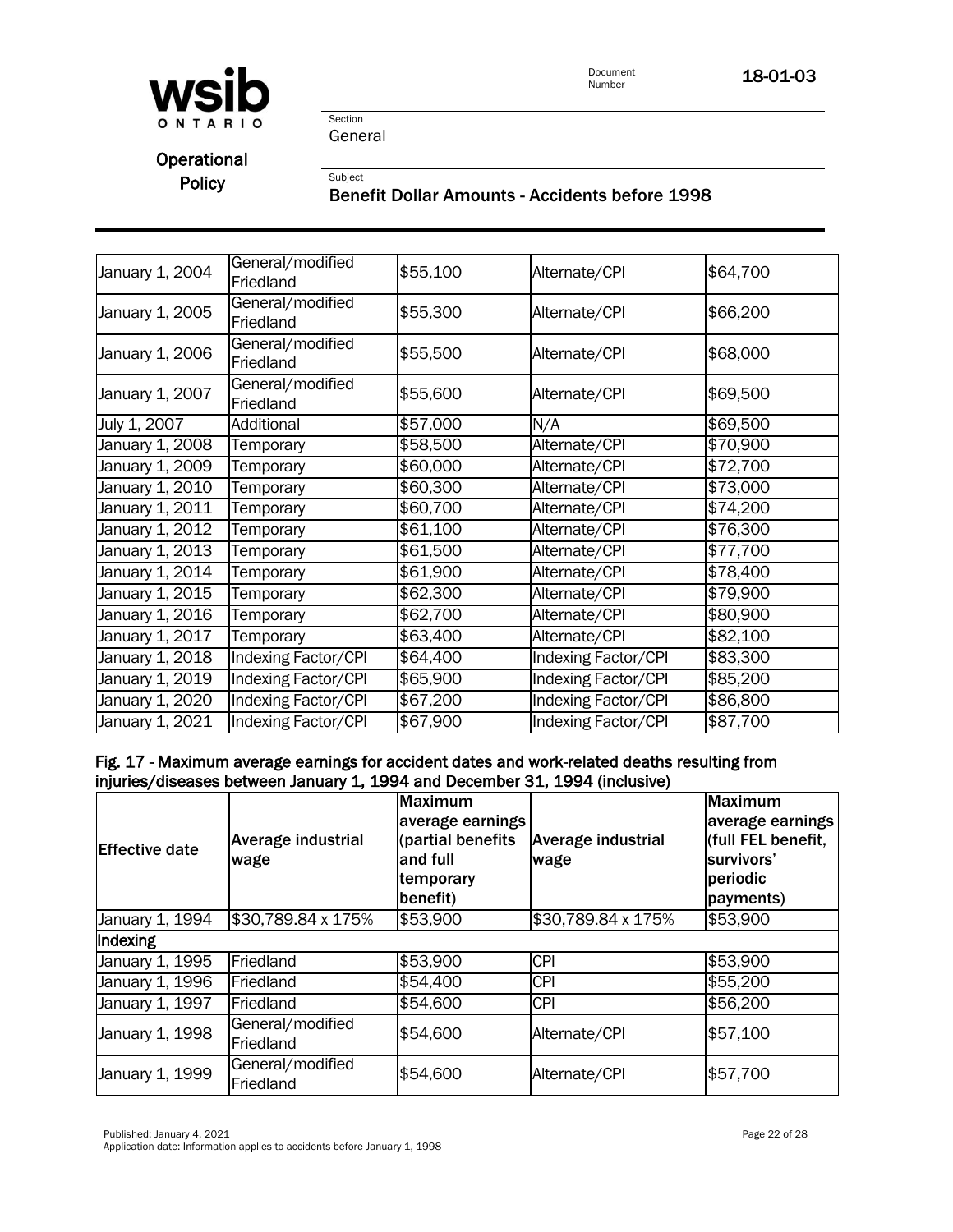| | | | | |
|---|---|---|---|---|
| January 1, 2004 | General/modified Friedland | $55,100 | Alternate/CPI | $64,700 |
| January 1, 2005 | General/modified Friedland | $55,300 | Alternate/CPI | $66,200 |
| January 1, 2006 | General/modified Friedland | $55,500 | Alternate/CPI | $68,000 |
| January 1, 2007 | General/modified Friedland | $55,600 | Alternate/CPI | $69,500 |
| July 1, 2007 | Additional | $57,000 | N/A | $69,500 |
| January 1, 2008 | Temporary | $58,500 | Alternate/CPI | $70,900 |
| January 1, 2009 | Temporary | $60,000 | Alternate/CPI | $72,700 |
| January 1, 2010 | Temporary | $60,300 | Alternate/CPI | $73,000 |
| January 1, 2011 | Temporary | $60,700 | Alternate/CPI | $74,200 |
| January 1, 2012 | Temporary | $61,100 | Alternate/CPI | $76,300 |
| January 1, 2013 | Temporary | $61,500 | Alternate/CPI | $77,700 |
| January 1, 2014 | Temporary | $61,900 | Alternate/CPI | $78,400 |
| January 1, 2015 | Temporary | $62,300 | Alternate/CPI | $79,900 |
| January 1, 2016 | Temporary | $62,700 | Alternate/CPI | $80,900 |
| January 1, 2017 | Temporary | $63,400 | Alternate/CPI | $82,100 |
| January 1, 2018 | Indexing Factor/CPI | $64,400 | Indexing Factor/CPI | $83,300 |
| January 1, 2019 | Indexing Factor/CPI | $65,900 | Indexing Factor/CPI | $85,200 |
| January 1, 2020 | Indexing Factor/CPI | $67,200 | Indexing Factor/CPI | $86,800 |
| January 1, 2021 | Indexing Factor/CPI | $67,900 | Indexing Factor/CPI | $87,700 |

**Fig. 17 - Maximum average earnings for accident dates and work-related deaths resulting from injuries/diseases between January 1, 1994 and December 31, 1994 (inclusive)**

| Effective date | Average industrial wage | Maximum average earnings (partial benefits and full temporary benefit) | Average industrial wage | Maximum average earnings (full FEL benefit, survivors' periodic payments) |
|---|---|---|---|---|
| January 1, 1994 | $30,789.84 x 175% | $53,900 | $30,789.84 x 175% | $53,900 |
| Indexing | | | | |
| January 1, 1995 | Friedland | $53,900 | CPI | $53,900 |
| January 1, 1996 | Friedland | $54,400 | CPI | $55,200 |
| January 1, 1997 | Friedland | $54,600 | CPI | $56,200 |
| January 1, 1998 | General/modified Friedland | $54,600 | Alternate/CPI | $57,100 |
| January 1, 1999 | General/modified Friedland | $54,600 | Alternate/CPI | $57,700 |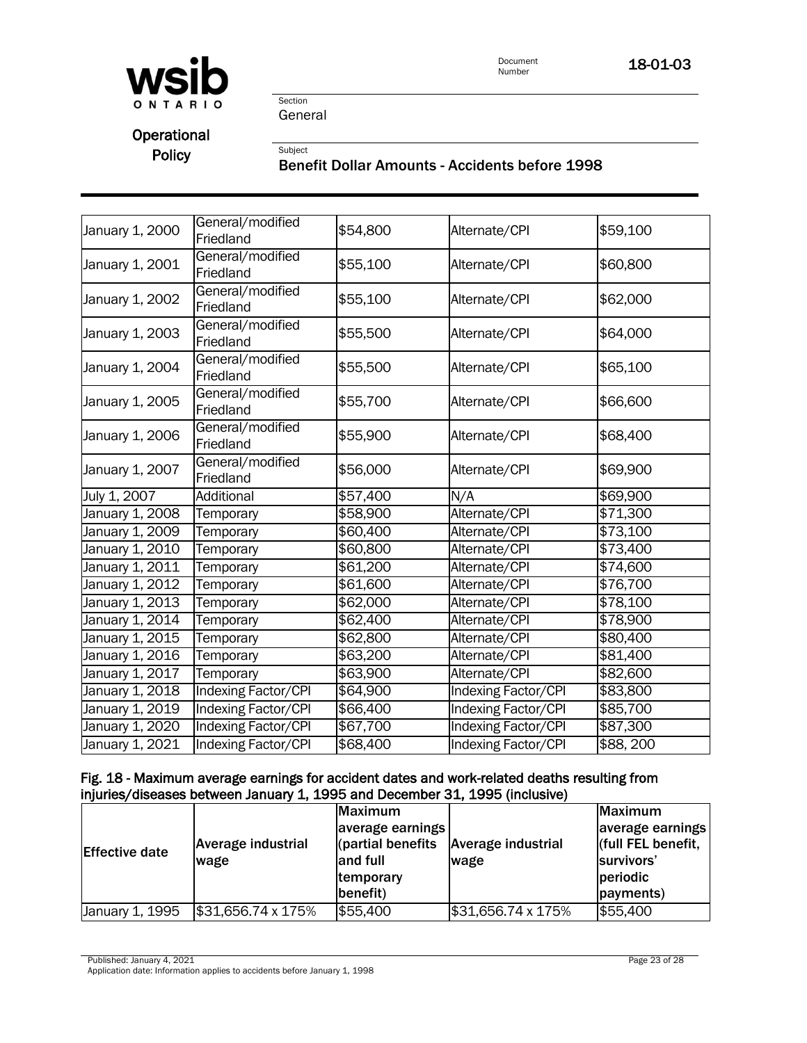| | | | | |
|---|---|---|---|---|
| January 1, 2000 | General/modified Friedland | $54,800 | Alternate/CPI | $59,100 |
| January 1, 2001 | General/modified Friedland | $55,100 | Alternate/CPI | $60,800 |
| January 1, 2002 | General/modified Friedland | $55,100 | Alternate/CPI | $62,000 |
| January 1, 2003 | General/modified Friedland | $55,500 | Alternate/CPI | $64,000 |
| January 1, 2004 | General/modified Friedland | $55,500 | Alternate/CPI | $65,100 |
| January 1, 2005 | General/modified Friedland | $55,700 | Alternate/CPI | $66,600 |
| January 1, 2006 | General/modified Friedland | $55,900 | Alternate/CPI | $68,400 |
| January 1, 2007 | General/modified Friedland | $56,000 | Alternate/CPI | $69,900 |
| July 1, 2007 | Additional | $57,400 | N/A | $69,900 |
| January 1, 2008 | Temporary | $58,900 | Alternate/CPI | $71,300 |
| January 1, 2009 | Temporary | $60,400 | Alternate/CPI | $73,100 |
| January 1, 2010 | Temporary | $60,800 | Alternate/CPI | $73,400 |
| January 1, 2011 | Temporary | $61,200 | Alternate/CPI | $74,600 |
| January 1, 2012 | Temporary | $61,600 | Alternate/CPI | $76,700 |
| January 1, 2013 | Temporary | $62,000 | Alternate/CPI | $78,100 |
| January 1, 2014 | Temporary | $62,400 | Alternate/CPI | $78,900 |
| January 1, 2015 | Temporary | $62,800 | Alternate/CPI | $80,400 |
| January 1, 2016 | Temporary | $63,200 | Alternate/CPI | $81,400 |
| January 1, 2017 | Temporary | $63,900 | Alternate/CPI | $82,600 |
| January 1, 2018 | Indexing Factor/CPI | $64,900 | Indexing Factor/CPI | $83,800 |
| January 1, 2019 | Indexing Factor/CPI | $66,400 | Indexing Factor/CPI | $85,700 |
| January 1, 2020 | Indexing Factor/CPI | $67,700 | Indexing Factor/CPI | $87,300 |
| January 1, 2021 | Indexing Factor/CPI | $68,400 | Indexing Factor/CPI | $88, 200 |

**Fig. 18 - Maximum average earnings for accident dates and work-related deaths resulting from injuries/diseases between January 1, 1995 and December 31, 1995 (inclusive)**

| Effective date | Average industrial wage | Maximum average earnings (partial benefits and full temporary benefit) | Average industrial wage | Maximum average earnings (full FEL benefit, survivors' periodic payments) |
|---|---|---|---|---|
| January 1, 1995 | $31,656.74 x 175% | $55,400 | $31,656.74 x 175% | $55,400 |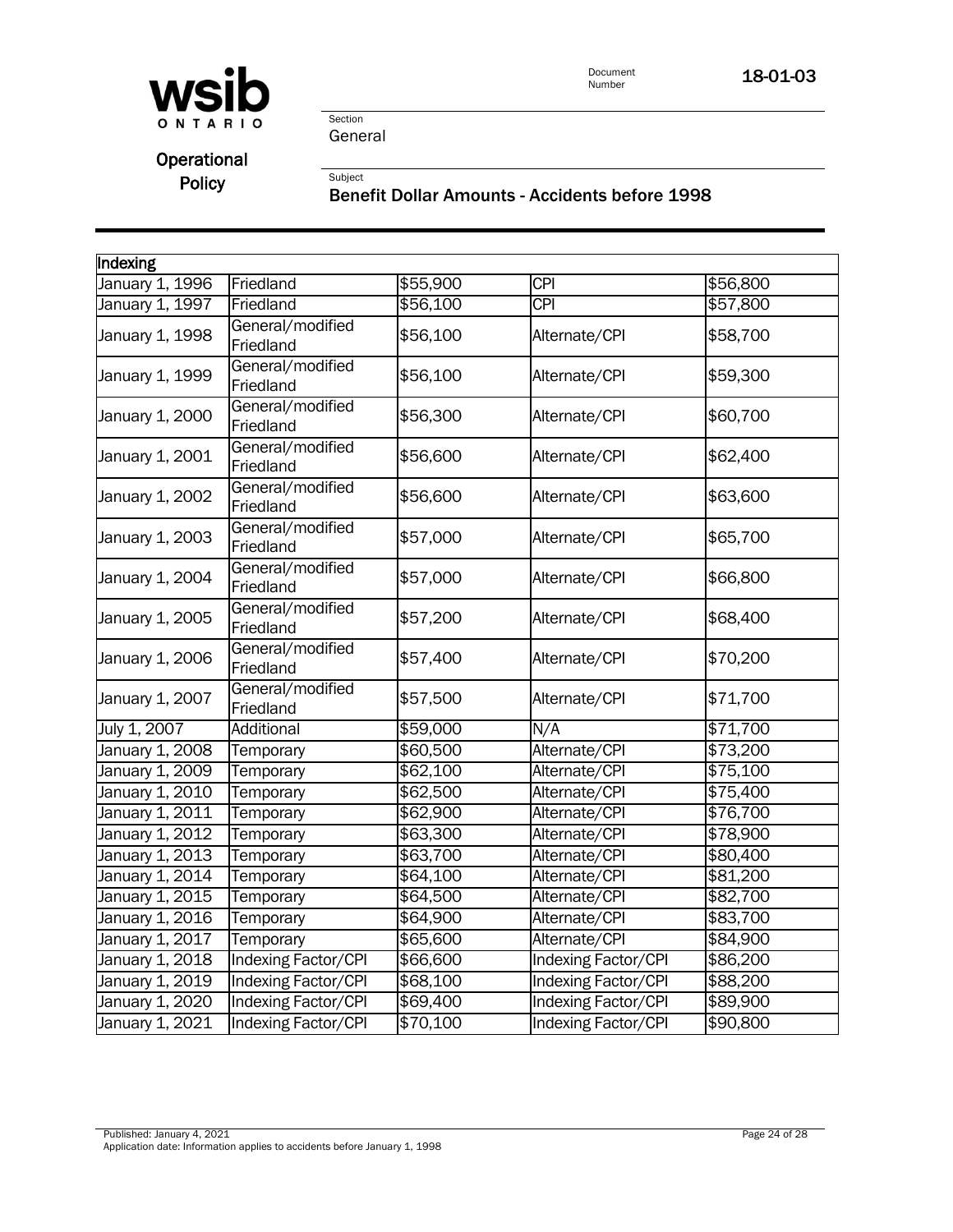| Indexing | | | | |
|---|---|---|---|---|
| January 1, 1996 | Friedland | $55,900 | CPI | $56,800 |
| January 1, 1997 | Friedland | $56,100 | CPI | $57,800 |
| January 1, 1998 | General/modified Friedland | $56,100 | Alternate/CPI | $58,700 |
| January 1, 1999 | General/modified Friedland | $56,100 | Alternate/CPI | $59,300 |
| January 1, 2000 | General/modified Friedland | $56,300 | Alternate/CPI | $60,700 |
| January 1, 2001 | General/modified Friedland | $56,600 | Alternate/CPI | $62,400 |
| January 1, 2002 | General/modified Friedland | $56,600 | Alternate/CPI | $63,600 |
| January 1, 2003 | General/modified Friedland | $57,000 | Alternate/CPI | $65,700 |
| January 1, 2004 | General/modified Friedland | $57,000 | Alternate/CPI | $66,800 |
| January 1, 2005 | General/modified Friedland | $57,200 | Alternate/CPI | $68,400 |
| January 1, 2006 | General/modified Friedland | $57,400 | Alternate/CPI | $70,200 |
| January 1, 2007 | General/modified Friedland | $57,500 | Alternate/CPI | $71,700 |
| July 1, 2007 | Additional | $59,000 | N/A | $71,700 |
| January 1, 2008 | Temporary | $60,500 | Alternate/CPI | $73,200 |
| January 1, 2009 | Temporary | $62,100 | Alternate/CPI | $75,100 |
| January 1, 2010 | Temporary | $62,500 | Alternate/CPI | $75,400 |
| January 1, 2011 | Temporary | $62,900 | Alternate/CPI | $76,700 |
| January 1, 2012 | Temporary | $63,300 | Alternate/CPI | $78,900 |
| January 1, 2013 | Temporary | $63,700 | Alternate/CPI | $80,400 |
| January 1, 2014 | Temporary | $64,100 | Alternate/CPI | $81,200 |
| January 1, 2015 | Temporary | $64,500 | Alternate/CPI | $82,700 |
| January 1, 2016 | Temporary | $64,900 | Alternate/CPI | $83,700 |
| January 1, 2017 | Temporary | $65,600 | Alternate/CPI | $84,900 |
| January 1, 2018 | Indexing Factor/CPI | $66,600 | Indexing Factor/CPI | $86,200 |
| January 1, 2019 | Indexing Factor/CPI | $68,100 | Indexing Factor/CPI | $88,200 |
| January 1, 2020 | Indexing Factor/CPI | $69,400 | Indexing Factor/CPI | $89,900 |
| January 1, 2021 | Indexing Factor/CPI | $70,100 | Indexing Factor/CPI | $90,800 |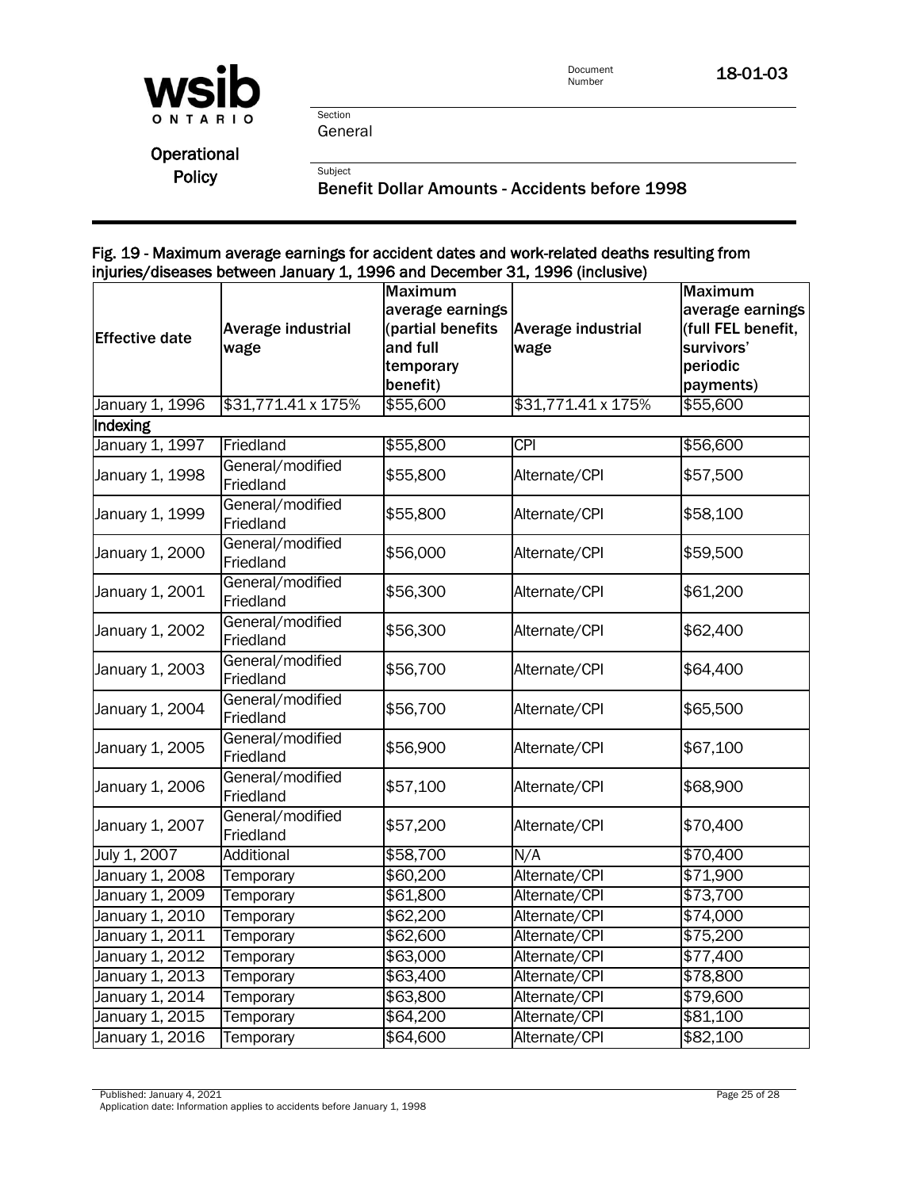### Fig. 19 - Maximum average earnings for accident dates and work-related deaths resulting from injuries/diseases between January 1, 1996 and December 31, 1996 (inclusive)

| Effective date | Average industrial wage | Maximum average earnings (partial benefits and full temporary benefit) | Average industrial wage | Maximum average earnings (full FEL benefit, survivors' periodic payments) |
|---|---|---|---|---|
| January 1, 1996 | $31,771.41 x 175% | $55,600 | $31,771.41 x 175% | $55,600 |
| **Indexing** | | | | |
| January 1, 1997 | Friedland | $55,800 | CPI | $56,600 |
| January 1, 1998 | General/modified Friedland | $55,800 | Alternate/CPI | $57,500 |
| January 1, 1999 | General/modified Friedland | $55,800 | Alternate/CPI | $58,100 |
| January 1, 2000 | General/modified Friedland | $56,000 | Alternate/CPI | $59,500 |
| January 1, 2001 | General/modified Friedland | $56,300 | Alternate/CPI | $61,200 |
| January 1, 2002 | General/modified Friedland | $56,300 | Alternate/CPI | $62,400 |
| January 1, 2003 | General/modified Friedland | $56,700 | Alternate/CPI | $64,400 |
| January 1, 2004 | General/modified Friedland | $56,700 | Alternate/CPI | $65,500 |
| January 1, 2005 | General/modified Friedland | $56,900 | Alternate/CPI | $67,100 |
| January 1, 2006 | General/modified Friedland | $57,100 | Alternate/CPI | $68,900 |
| January 1, 2007 | General/modified Friedland | $57,200 | Alternate/CPI | $70,400 |
| July 1, 2007 | Additional | $58,700 | N/A | $70,400 |
| January 1, 2008 | Temporary | $60,200 | Alternate/CPI | $71,900 |
| January 1, 2009 | Temporary | $61,800 | Alternate/CPI | $73,700 |
| January 1, 2010 | Temporary | $62,200 | Alternate/CPI | $74,000 |
| January 1, 2011 | Temporary | $62,600 | Alternate/CPI | $75,200 |
| January 1, 2012 | Temporary | $63,000 | Alternate/CPI | $77,400 |
| January 1, 2013 | Temporary | $63,400 | Alternate/CPI | $78,800 |
| January 1, 2014 | Temporary | $63,800 | Alternate/CPI | $79,600 |
| January 1, 2015 | Temporary | $64,200 | Alternate/CPI | $81,100 |
| January 1, 2016 | Temporary | $64,600 | Alternate/CPI | $82,100 |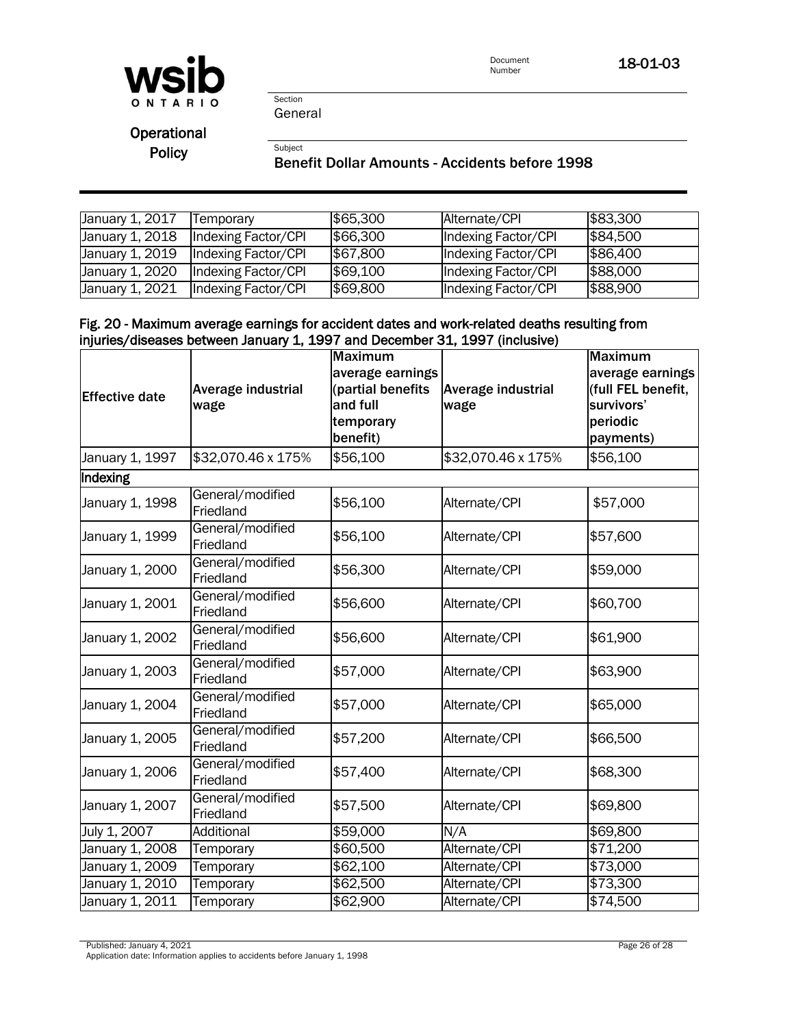| | | | | |
|---|---|---|---|---|
| January 1, 2017 | Temporary | $65,300 | Alternate/CPI | $83,300 |
| January 1, 2018 | Indexing Factor/CPI | $66,300 | Indexing Factor/CPI | $84,500 |
| January 1, 2019 | Indexing Factor/CPI | $67,800 | Indexing Factor/CPI | $86,400 |
| January 1, 2020 | Indexing Factor/CPI | $69,100 | Indexing Factor/CPI | $88,000 |
| January 1, 2021 | Indexing Factor/CPI | $69,800 | Indexing Factor/CPI | $88,900 |

**Fig. 20 - Maximum average earnings for accident dates and work-related deaths resulting from injuries/diseases between January 1, 1997 and December 31, 1997 (inclusive)**

| Effective date | Average industrial wage | Maximum average earnings (partial benefits and full temporary benefit) | Average industrial wage | Maximum average earnings (full FEL benefit, survivors' periodic payments) |
|---|---|---|---|---|
| January 1, 1997 | $32,070.46 x 175% | $56,100 | $32,070.46 x 175% | $56,100 |
| **Indexing** | | | | |
| January 1, 1998 | General/modified Friedland | $56,100 | Alternate/CPI | $57,000 |
| January 1, 1999 | General/modified Friedland | $56,100 | Alternate/CPI | $57,600 |
| January 1, 2000 | General/modified Friedland | $56,300 | Alternate/CPI | $59,000 |
| January 1, 2001 | General/modified Friedland | $56,600 | Alternate/CPI | $60,700 |
| January 1, 2002 | General/modified Friedland | $56,600 | Alternate/CPI | $61,900 |
| January 1, 2003 | General/modified Friedland | $57,000 | Alternate/CPI | $63,900 |
| January 1, 2004 | General/modified Friedland | $57,000 | Alternate/CPI | $65,000 |
| January 1, 2005 | General/modified Friedland | $57,200 | Alternate/CPI | $66,500 |
| January 1, 2006 | General/modified Friedland | $57,400 | Alternate/CPI | $68,300 |
| January 1, 2007 | General/modified Friedland | $57,500 | Alternate/CPI | $69,800 |
| July 1, 2007 | Additional | $59,000 | N/A | $69,800 |
| January 1, 2008 | Temporary | $60,500 | Alternate/CPI | $71,200 |
| January 1, 2009 | Temporary | $62,100 | Alternate/CPI | $73,000 |
| January 1, 2010 | Temporary | $62,500 | Alternate/CPI | $73,300 |
| January 1, 2011 | Temporary | $62,900 | Alternate/CPI | $74,500 |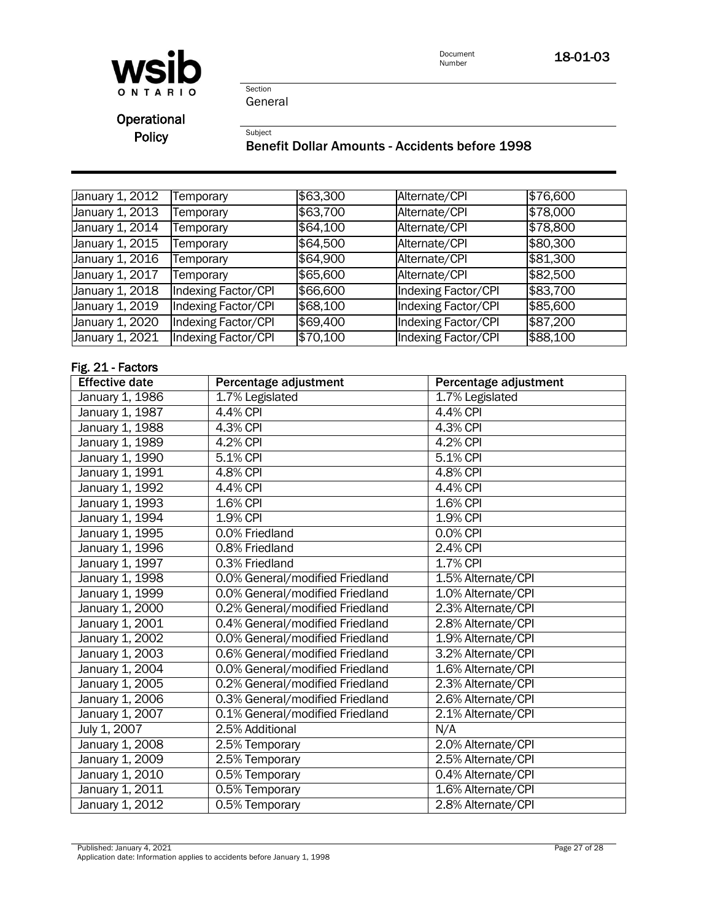| | | | | |
|---|---|---|---|---|
| January 1, 2012 | Temporary | $63,300 | Alternate/CPI | $76,600 |
| January 1, 2013 | Temporary | $63,700 | Alternate/CPI | $78,000 |
| January 1, 2014 | Temporary | $64,100 | Alternate/CPI | $78,800 |
| January 1, 2015 | Temporary | $64,500 | Alternate/CPI | $80,300 |
| January 1, 2016 | Temporary | $64,900 | Alternate/CPI | $81,300 |
| January 1, 2017 | Temporary | $65,600 | Alternate/CPI | $82,500 |
| January 1, 2018 | Indexing Factor/CPI | $66,600 | Indexing Factor/CPI | $83,700 |
| January 1, 2019 | Indexing Factor/CPI | $68,100 | Indexing Factor/CPI | $85,600 |
| January 1, 2020 | Indexing Factor/CPI | $69,400 | Indexing Factor/CPI | $87,200 |
| January 1, 2021 | Indexing Factor/CPI | $70,100 | Indexing Factor/CPI | $88,100 |

#### Fig. 21 - Factors

| Effective date | Percentage adjustment | Percentage adjustment |
|---|---|---|
| January 1, 1986 | 1.7% Legislated | 1.7% Legislated |
| January 1, 1987 | 4.4% CPI | 4.4% CPI |
| January 1, 1988 | 4.3% CPI | 4.3% CPI |
| January 1, 1989 | 4.2% CPI | 4.2% CPI |
| January 1, 1990 | 5.1% CPI | 5.1% CPI |
| January 1, 1991 | 4.8% CPI | 4.8% CPI |
| January 1, 1992 | 4.4% CPI | 4.4% CPI |
| January 1, 1993 | 1.6% CPI | 1.6% CPI |
| January 1, 1994 | 1.9% CPI | 1.9% CPI |
| January 1, 1995 | 0.0% Friedland | 0.0% CPI |
| January 1, 1996 | 0.8% Friedland | 2.4% CPI |
| January 1, 1997 | 0.3% Friedland | 1.7% CPI |
| January 1, 1998 | 0.0% General/modified Friedland | 1.5% Alternate/CPI |
| January 1, 1999 | 0.0% General/modified Friedland | 1.0% Alternate/CPI |
| January 1, 2000 | 0.2% General/modified Friedland | 2.3% Alternate/CPI |
| January 1, 2001 | 0.4% General/modified Friedland | 2.8% Alternate/CPI |
| January 1, 2002 | 0.0% General/modified Friedland | 1.9% Alternate/CPI |
| January 1, 2003 | 0.6% General/modified Friedland | 3.2% Alternate/CPI |
| January 1, 2004 | 0.0% General/modified Friedland | 1.6% Alternate/CPI |
| January 1, 2005 | 0.2% General/modified Friedland | 2.3% Alternate/CPI |
| January 1, 2006 | 0.3% General/modified Friedland | 2.6% Alternate/CPI |
| January 1, 2007 | 0.1% General/modified Friedland | 2.1% Alternate/CPI |
| July 1, 2007 | 2.5% Additional | N/A |
| January 1, 2008 | 2.5% Temporary | 2.0% Alternate/CPI |
| January 1, 2009 | 2.5% Temporary | 2.5% Alternate/CPI |
| January 1, 2010 | 0.5% Temporary | 0.4% Alternate/CPI |
| January 1, 2011 | 0.5% Temporary | 1.6% Alternate/CPI |
| January 1, 2012 | 0.5% Temporary | 2.8% Alternate/CPI |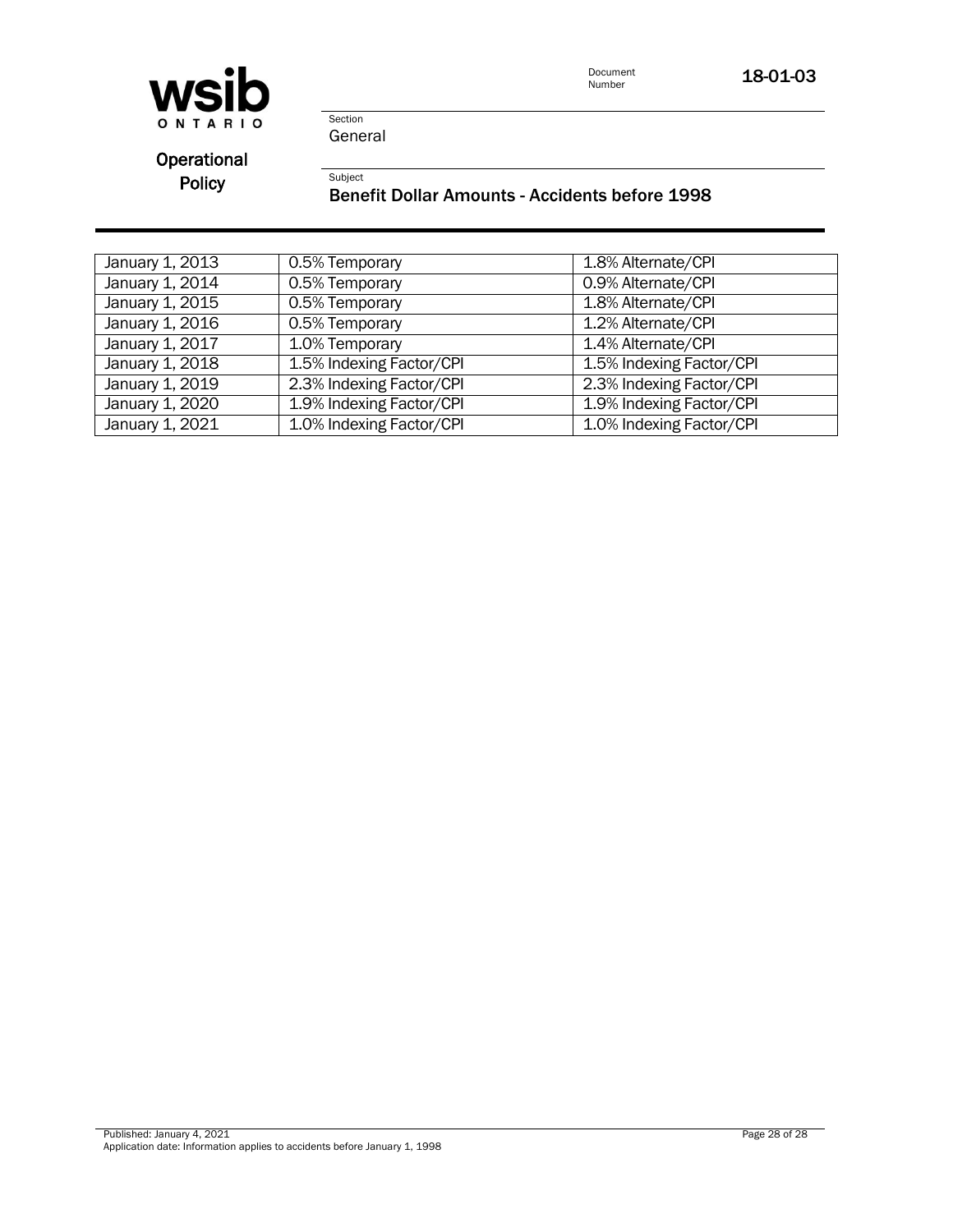| | | |
|---|---|---|
| January 1, 2013 | 0.5% Temporary | 1.8% Alternate/CPI |
| January 1, 2014 | 0.5% Temporary | 0.9% Alternate/CPI |
| January 1, 2015 | 0.5% Temporary | 1.8% Alternate/CPI |
| January 1, 2016 | 0.5% Temporary | 1.2% Alternate/CPI |
| January 1, 2017 | 1.0% Temporary | 1.4% Alternate/CPI |
| January 1, 2018 | 1.5% Indexing Factor/CPI | 1.5% Indexing Factor/CPI |
| January 1, 2019 | 2.3% Indexing Factor/CPI | 2.3% Indexing Factor/CPI |
| January 1, 2020 | 1.9% Indexing Factor/CPI | 1.9% Indexing Factor/CPI |
| January 1, 2021 | 1.0% Indexing Factor/CPI | 1.0% Indexing Factor/CPI |